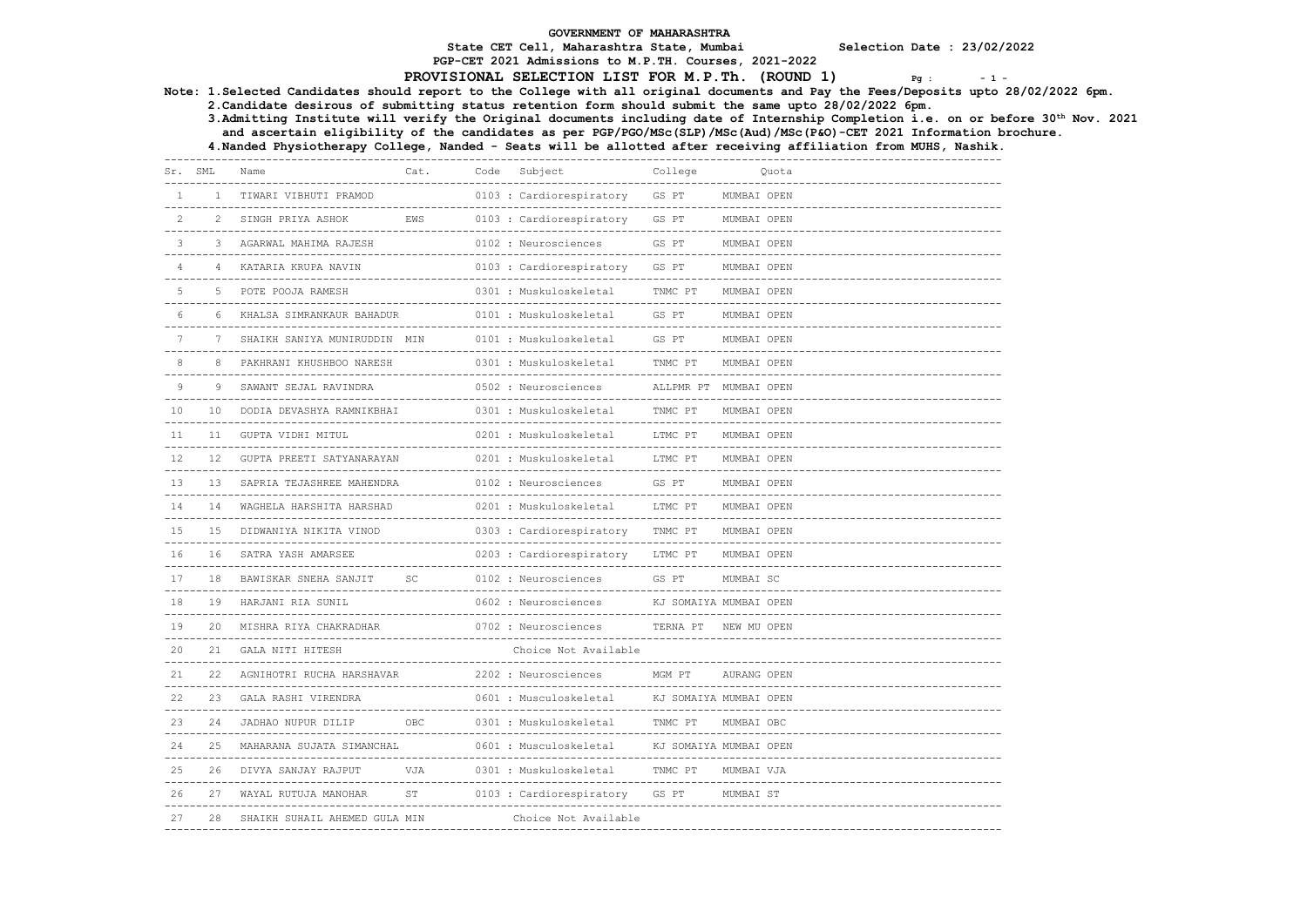# GOVERNMENT OF MAHARASHTRA

**State CET Cell, Maharashtra State, Mumbai** **Selection Date : 23/02/2022**

**PGP-CET 2021 Admissions to M.P.TH. Courses, 2021-2022**

## PROVISIONAL SELECTION LIST FOR M.P.Th. (ROUND 1)

**Note: 1.Selected Candidates should report to the College with all original documents and Pay the Fees/Deposits upto 28/02/2022 6pm.**
**2.Candidate desirous of submitting status retention form should submit the same upto 28/02/2022 6pm.**
**3.Admitting Institute will verify the Original documents including date of Internship Completion i.e. on or before 30th Nov. 2021 and ascertain eligibility of the candidates as per PGP/PGO/MSc(SLP)/MSc(Aud)/MSc(P&O)-CET 2021 Information brochure.**
**4.Nanded Physiotherapy College, Nanded - Seats will be allotted after receiving affiliation from MUHS, Nashik.**

| Sr. | SML | Name | Cat. | Code | Subject | College | Quota |
|---|---|---|---|---|---|---|---|
| 1 | 1 | TIWARI VIBHUTI PRAMOD | | 0103 | Cardiorespiratory | GS PT | MUMBAI OPEN |
| 2 | 2 | SINGH PRIYA ASHOK | EWS | 0103 | Cardiorespiratory | GS PT | MUMBAI OPEN |
| 3 | 3 | AGARWAL MAHIMA RAJESH | | 0102 | Neurosciences | GS PT | MUMBAI OPEN |
| 4 | 4 | KATARIA KRUPA NAVIN | | 0103 | Cardiorespiratory | GS PT | MUMBAI OPEN |
| 5 | 5 | POTE POOJA RAMESH | | 0301 | Muskuloskeletal | TNMC PT | MUMBAI OPEN |
| 6 | 6 | KHALSA SIMRANKAUR BAHADUR | | 0101 | Muskuloskeletal | GS PT | MUMBAI OPEN |
| 7 | 7 | SHAIKH SANIYA MUNIRUDDIN | MIN | 0101 | Muskuloskeletal | GS PT | MUMBAI OPEN |
| 8 | 8 | PAKHRANI KHUSHBOO NARESH | | 0301 | Muskuloskeletal | TNMC PT | MUMBAI OPEN |
| 9 | 9 | SAWANT SEJAL RAVINDRA | | 0502 | Neurosciences | ALLPMR PT | MUMBAI OPEN |
| 10 | 10 | DODIA DEVASHYA RAMNIKBHAI | | 0301 | Muskuloskeletal | TNMC PT | MUMBAI OPEN |
| 11 | 11 | GUPTA VIDHI MITUL | | 0201 | Muskuloskeletal | LTMC PT | MUMBAI OPEN |
| 12 | 12 | GUPTA PREETI SATYANARAYAN | | 0201 | Muskuloskeletal | LTMC PT | MUMBAI OPEN |
| 13 | 13 | SAPRIA TEJASHREE MAHENDRA | | 0102 | Neurosciences | GS PT | MUMBAI OPEN |
| 14 | 14 | WAGHELA HARSHITA HARSHAD | | 0201 | Muskuloskeletal | LTMC PT | MUMBAI OPEN |
| 15 | 15 | DIDWANIYA NIKITA VINOD | | 0303 | Cardiorespiratory | TNMC PT | MUMBAI OPEN |
| 16 | 16 | SATRA YASH AMARSEE | | 0203 | Cardiorespiratory | LTMC PT | MUMBAI OPEN |
| 17 | 18 | BAWISKAR SNEHA SANJIT | SC | 0102 | Neurosciences | GS PT | MUMBAI SC |
| 18 | 19 | HARJANI RIA SUNIL | | 0602 | Neurosciences | KJ SOMAIYA | MUMBAI OPEN |
| 19 | 20 | MISHRA RIYA CHAKRADHAR | | 0702 | Neurosciences | TERNA PT | NEW MU OPEN |
| 20 | 21 | GALA NITI HITESH | | | Choice Not Available | | |
| 21 | 22 | AGNIHOTRI RUCHA HARSHAVAR | | 2202 | Neurosciences | MGM PT | AURANG OPEN |
| 22 | 23 | GALA RASHI VIRENDRA | | 0601 | Musculoskeletal | KJ SOMAIYA | MUMBAI OPEN |
| 23 | 24 | JADHAO NUPUR DILIP | OBC | 0301 | Muskuloskeletal | TNMC PT | MUMBAI OBC |
| 24 | 25 | MAHARANA SUJATA SIMANCHAL | | 0601 | Musculoskeletal | KJ SOMAIYA | MUMBAI OPEN |
| 25 | 26 | DIVYA SANJAY RAJPUT | VJA | 0301 | Muskuloskeletal | TNMC PT | MUMBAI VJA |
| 26 | 27 | WAYAL RUTUJA MANOHAR | ST | 0103 | Cardiorespiratory | GS PT | MUMBAI ST |
| 27 | 28 | SHAIKH SUHAIL AHEMED GULA | MIN | | Choice Not Available | | |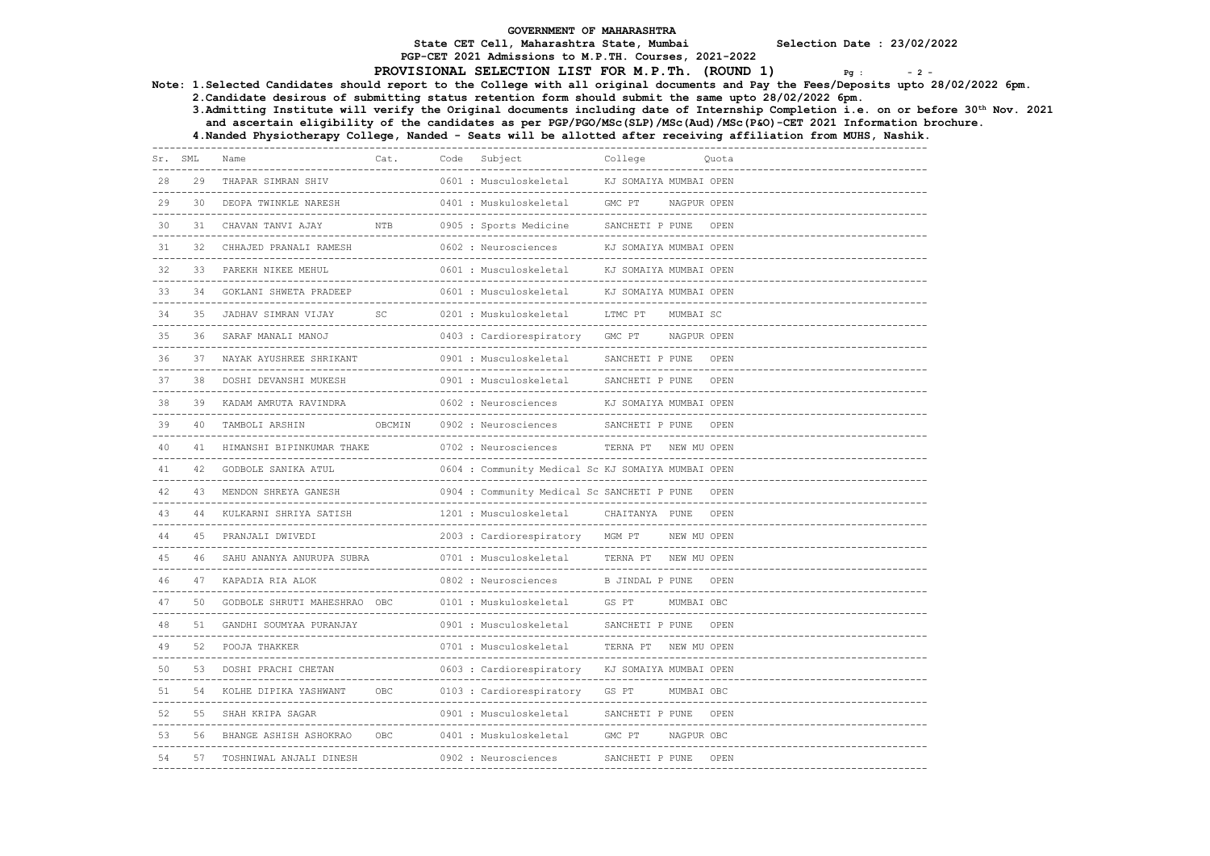# GOVERNMENT OF MAHARASHTRA

**State CET Cell, Maharashtra State, Mumbai** **Selection Date : 23/02/2022**

**PGP-CET 2021 Admissions to M.P.TH. Courses, 2021-2022**

## PROVISIONAL SELECTION LIST FOR M.P.Th. (ROUND 1)

**Note: 1.Selected Candidates should report to the College with all original documents and Pay the Fees/Deposits upto 28/02/2022 6pm.**
**2.Candidate desirous of submitting status retention form should submit the same upto 28/02/2022 6pm.**
**3.Admitting Institute will verify the Original documents including date of Internship Completion i.e. on or before 30th Nov. 2021 and ascertain eligibility of the candidates as per PGP/PGO/MSc(SLP)/MSc(Aud)/MSc(P&O)-CET 2021 Information brochure.**
**4.Nanded Physiotherapy College, Nanded - Seats will be allotted after receiving affiliation from MUHS, Nashik.**

| Sr. | SML | Name | Cat. | Code | Subject | College | Quota |
|---|---|---|---|---|---|---|---|
| 28 | 29 | THAPAR SIMRAN SHIV | | 0601 | Musculoskeletal | KJ SOMAIYA MUMBAI | OPEN |
| 29 | 30 | DEOPA TWINKLE NARESH | | 0401 | Muskuloskeletal | GMC PT NAGPUR | OPEN |
| 30 | 31 | CHAVAN TANVI AJAY | NTB | 0905 | Sports Medicine | SANCHETI P PUNE | OPEN |
| 31 | 32 | CHHAJED PRANALI RAMESH | | 0602 | Neurosciences | KJ SOMAIYA MUMBAI | OPEN |
| 32 | 33 | PAREKH NIKEE MEHUL | | 0601 | Musculoskeletal | KJ SOMAIYA MUMBAI | OPEN |
| 33 | 34 | GOKLANI SHWETA PRADEEP | | 0601 | Musculoskeletal | KJ SOMAIYA MUMBAI | OPEN |
| 34 | 35 | JADHAV SIMRAN VIJAY | SC | 0201 | Muskuloskeletal | LTMC PT MUMBAI | SC |
| 35 | 36 | SARAF MANALI MANOJ | | 0403 | Cardiorespiratory | GMC PT NAGPUR | OPEN |
| 36 | 37 | NAYAK AYUSHREE SHRIKANT | | 0901 | Musculoskeletal | SANCHETI P PUNE | OPEN |
| 37 | 38 | DOSHI DEVANSHI MUKESH | | 0901 | Musculoskeletal | SANCHETI P PUNE | OPEN |
| 38 | 39 | KADAM AMRUTA RAVINDRA | | 0602 | Neurosciences | KJ SOMAIYA MUMBAI | OPEN |
| 39 | 40 | TAMBOLI ARSHIN | OBCMIN | 0902 | Neurosciences | SANCHETI P PUNE | OPEN |
| 40 | 41 | HIMANSHI BIPINKUMAR THAKE | | 0702 | Neurosciences | TERNA PT NEW MU | OPEN |
| 41 | 42 | GODBOLE SANIKA ATUL | | 0604 | Community Medical Sc | KJ SOMAIYA MUMBAI | OPEN |
| 42 | 43 | MENDON SHREYA GANESH | | 0904 | Community Medical Sc | SANCHETI P PUNE | OPEN |
| 43 | 44 | KULKARNI SHRIYA SATISH | | 1201 | Musculoskeletal | CHAITANYA PUNE | OPEN |
| 44 | 45 | PRANJALI DWIVEDI | | 2003 | Cardiorespiratory | MGM PT NEW MU | OPEN |
| 45 | 46 | SAHU ANANYA ANURUPA SUBRA | | 0701 | Musculoskeletal | TERNA PT NEW MU | OPEN |
| 46 | 47 | KAPADIA RIA ALOK | | 0802 | Neurosciences | B JINDAL P PUNE | OPEN |
| 47 | 50 | GODBOLE SHRUTI MAHESHRAO | OBC | 0101 | Muskuloskeletal | GS PT MUMBAI | OBC |
| 48 | 51 | GANDHI SOUMYAA PURANJAY | | 0901 | Musculoskeletal | SANCHETI P PUNE | OPEN |
| 49 | 52 | POOJA THAKKER | | 0701 | Musculoskeletal | TERNA PT NEW MU | OPEN |
| 50 | 53 | DOSHI PRACHI CHETAN | | 0603 | Cardiorespiratory | KJ SOMAIYA MUMBAI | OPEN |
| 51 | 54 | KOLHE DIPIKA YASHWANT | OBC | 0103 | Cardiorespiratory | GS PT MUMBAI | OBC |
| 52 | 55 | SHAH KRIPA SAGAR | | 0901 | Musculoskeletal | SANCHETI P PUNE | OPEN |
| 53 | 56 | BHANGE ASHISH ASHOKRAO | OBC | 0401 | Muskuloskeletal | GMC PT NAGPUR | OBC |
| 54 | 57 | TOSHNIWAL ANJALI DINESH | | 0902 | Neurosciences | SANCHETI P PUNE | OPEN |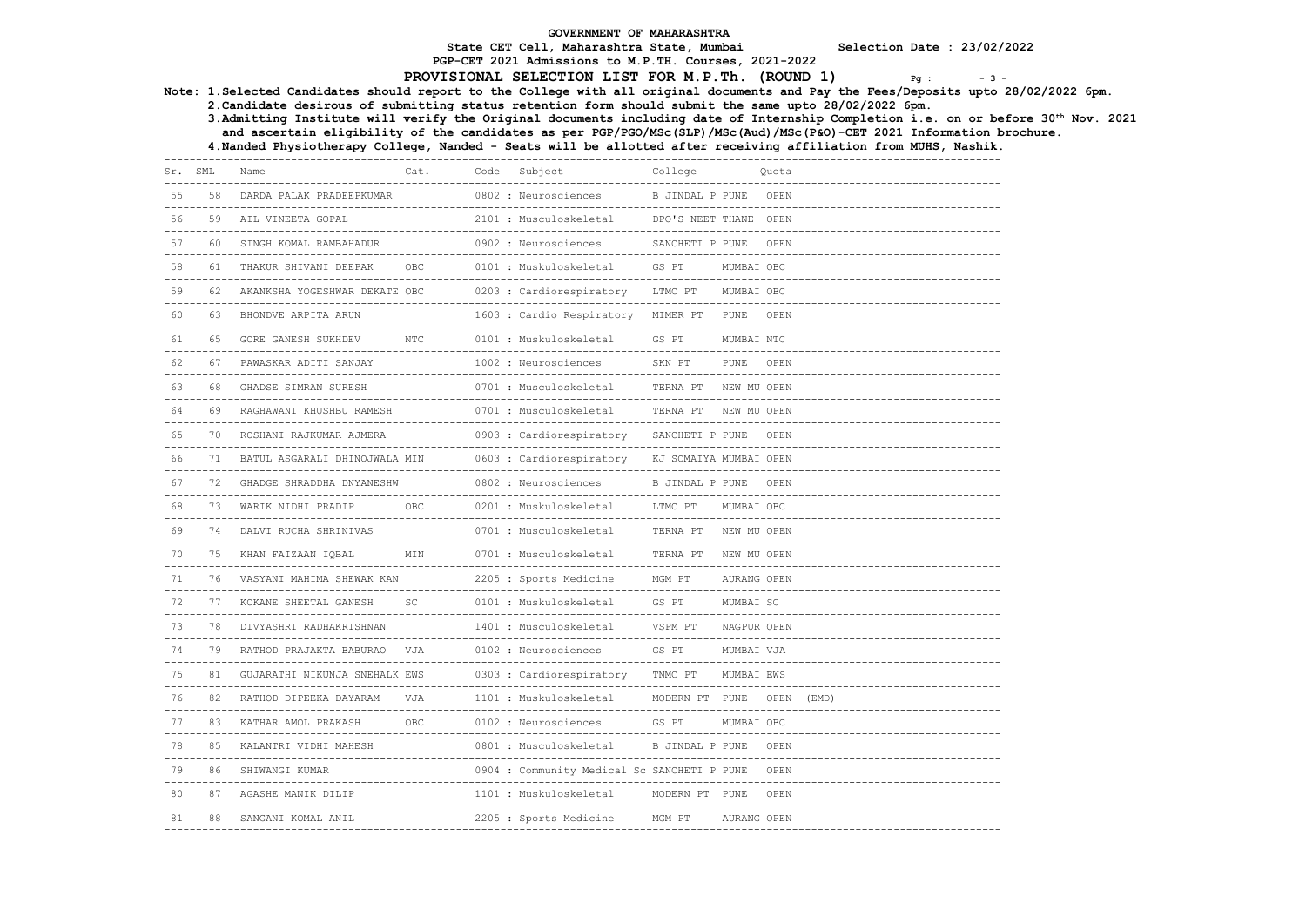**GOVERNMENT OF MAHARASHTRA**

**State CET Cell, Maharashtra State, Mumbai** **Selection Date : 23/02/2022**

**PGP-CET 2021 Admissions to M.P.TH. Courses, 2021-2022**

**PROVISIONAL SELECTION LIST FOR M.P.Th. (ROUND 1)**

**Note: 1.Selected Candidates should report to the College with all original documents and Pay the Fees/Deposits upto 28/02/2022 6pm.**
**2.Candidate desirous of submitting status retention form should submit the same upto 28/02/2022 6pm.**
**3.Admitting Institute will verify the Original documents including date of Internship Completion i.e. on or before 30th Nov. 2021 and ascertain eligibility of the candidates as per PGP/PGO/MSc(SLP)/MSc(Aud)/MSc(P&O)-CET 2021 Information brochure.**
**4.Nanded Physiotherapy College, Nanded - Seats will be allotted after receiving affiliation from MUHS, Nashik.**

| Sr. | SML | Name | Cat. | Code | Subject | College | Quota |
|---|---|---|---|---|---|---|---|
| 55 | 58 | DARDA PALAK PRADEEPKUMAR | | 0802 | Neurosciences | B JINDAL P PUNE | OPEN |
| 56 | 59 | AIL VINEETA GOPAL | | 2101 | Musculoskeletal | DPO'S NEET THANE | OPEN |
| 57 | 60 | SINGH KOMAL RAMBAHADUR | | 0902 | Neurosciences | SANCHETI P PUNE | OPEN |
| 58 | 61 | THAKUR SHIVANI DEEPAK | OBC | 0101 | Muskuloskeletal | GS PT MUMBAI | OBC |
| 59 | 62 | AKANKSHA YOGESHWAR DEKATE | OBC | 0203 | Cardiorespiratory | LTMC PT MUMBAI | OBC |
| 60 | 63 | BHONDVE ARPITA ARUN | | 1603 | Cardio Respiratory | MIMER PT PUNE | OPEN |
| 61 | 65 | GORE GANESH SUKHDEV | NTC | 0101 | Muskuloskeletal | GS PT MUMBAI | NTC |
| 62 | 67 | PAWASKAR ADITI SANJAY | | 1002 | Neurosciences | SKN PT PUNE | OPEN |
| 63 | 68 | GHADSE SIMRAN SURESH | | 0701 | Musculoskeletal | TERNA PT NEW MU | OPEN |
| 64 | 69 | RAGHAWANI KHUSHBU RAMESH | | 0701 | Musculoskeletal | TERNA PT NEW MU | OPEN |
| 65 | 70 | ROSHANI RAJKUMAR AJMERA | | 0903 | Cardiorespiratory | SANCHETI P PUNE | OPEN |
| 66 | 71 | BATUL ASGARALI DHINOJWALA | MIN | 0603 | Cardiorespiratory | KJ SOMAIYA MUMBAI | OPEN |
| 67 | 72 | GHADGE SHRADDHA DNYANESHW | | 0802 | Neurosciences | B JINDAL P PUNE | OPEN |
| 68 | 73 | WARIK NIDHI PRADIP | OBC | 0201 | Muskuloskeletal | LTMC PT MUMBAI | OBC |
| 69 | 74 | DALVI RUCHA SHRINIVAS | | 0701 | Musculoskeletal | TERNA PT NEW MU | OPEN |
| 70 | 75 | KHAN FAIZAAN IQBAL | MIN | 0701 | Musculoskeletal | TERNA PT NEW MU | OPEN |
| 71 | 76 | VASYANI MAHIMA SHEWAK KAN | | 2205 | Sports Medicine | MGM PT AURANG | OPEN |
| 72 | 77 | KOKANE SHEETAL GANESH | SC | 0101 | Muskuloskeletal | GS PT MUMBAI | SC |
| 73 | 78 | DIVYASHRI RADHAKRISHNAN | | 1401 | Musculoskeletal | VSPM PT NAGPUR | OPEN |
| 74 | 79 | RATHOD PRAJAKTA BABURAO | VJA | 0102 | Neurosciences | GS PT MUMBAI | VJA |
| 75 | 81 | GUJARATHI NIKUNJA SNEHALK | EWS | 0303 | Cardiorespiratory | TNMC PT MUMBAI | EWS |
| 76 | 82 | RATHOD DIPEEKA DAYARAM | VJA | 1101 | Muskuloskeletal | MODERN PT PUNE | OPEN (EMD) |
| 77 | 83 | KATHAR AMOL PRAKASH | OBC | 0102 | Neurosciences | GS PT MUMBAI | OBC |
| 78 | 85 | KALANTRI VIDHI MAHESH | | 0801 | Musculoskeletal | B JINDAL P PUNE | OPEN |
| 79 | 86 | SHIWANGI KUMAR | | 0904 | Community Medical Sc | SANCHETI P PUNE | OPEN |
| 80 | 87 | AGASHE MANIK DILIP | | 1101 | Muskuloskeletal | MODERN PT PUNE | OPEN |
| 81 | 88 | SANGANI KOMAL ANIL | | 2205 | Sports Medicine | MGM PT AURANG | OPEN |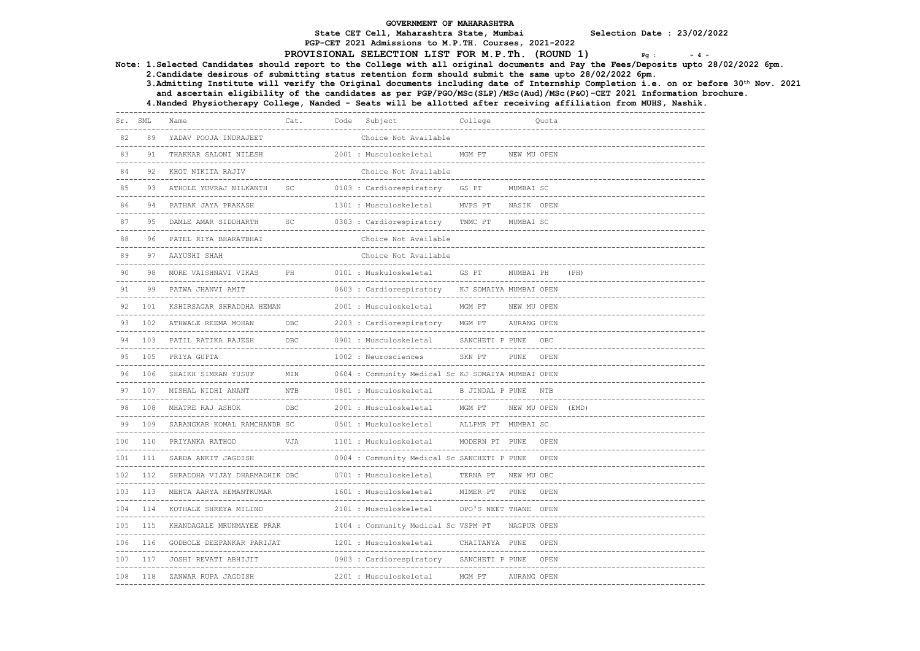# GOVERNMENT OF MAHARASHTRA

State CET Cell, Maharashtra State, Mumbai — Selection Date : 23/02/2022

PGP-CET 2021 Admissions to M.P.TH. Courses, 2021-2022

## PROVISIONAL SELECTION LIST FOR M.P.Th. (ROUND 1)

Note: 1.Selected Candidates should report to the College with all original documents and Pay the Fees/Deposits upto 28/02/2022 6pm.
2.Candidate desirous of submitting status retention form should submit the same upto 28/02/2022 6pm.
3.Admitting Institute will verify the Original documents including date of Internship Completion i.e. on or before 30th Nov. 2021 and ascertain eligibility of the candidates as per PGP/PGO/MSc(SLP)/MSc(Aud)/MSc(P&O)-CET 2021 Information brochure.
4.Nanded Physiotherapy College, Nanded - Seats will be allotted after receiving affiliation from MUHS, Nashik.

| Sr. | SML | Name | Cat. | Code Subject | College | Quota |
|---|---|---|---|---|---|---|
| 82 | 89 | YADAV POOJA INDRAJEET | | Choice Not Available | | |
| 83 | 91 | THAKKAR SALONI NILESH | | 2001 : Musculoskeletal | MGM PT | NEW MU OPEN |
| 84 | 92 | KHOT NIKITA RAJIV | | Choice Not Available | | |
| 85 | 93 | ATHOLE YUVRAJ NILKANTH | SC | 0103 : Cardiorespiratory | GS PT | MUMBAI SC |
| 86 | 94 | PATHAK JAYA PRAKASH | | 1301 : Musculoskeletal | MVPS PT | NASIK OPEN |
| 87 | 95 | DAMLE AMAR SIDDHARTH | SC | 0303 : Cardiorespiratory | TNMC PT | MUMBAI SC |
| 88 | 96 | PATEL RIYA BHARATBHAI | | Choice Not Available | | |
| 89 | 97 | AAYUSHI SHAH | | Choice Not Available | | |
| 90 | 98 | MORE VAISHNAVI VIKAS | PH | 0101 : Muskuloskeletal | GS PT | MUMBAI PH (PH) |
| 91 | 99 | PATWA JHANVI AMIT | | 0603 : Cardiorespiratory | KJ SOMAIYA | MUMBAI OPEN |
| 92 | 101 | KSHIRSAGAR SHRADDHA HEMAN | | 2001 : Musculoskeletal | MGM PT | NEW MU OPEN |
| 93 | 102 | ATHWALE REEMA MOHAN | OBC | 2203 : Cardiorespiratory | MGM PT | AURANG OPEN |
| 94 | 103 | PATIL RATIKA RAJESH | OBC | 0901 : Musculoskeletal | SANCHETI P | PUNE OBC |
| 95 | 105 | PRIYA GUPTA | | 1002 : Neurosciences | SKN PT | PUNE OPEN |
| 96 | 106 | SHAIKH SIMRAN YUSUF | MIN | 0604 : Community Medical Sc | KJ SOMAIYA | MUMBAI OPEN |
| 97 | 107 | MISHAL NIDHI ANANT | NTB | 0801 : Musculoskeletal | B JINDAL P | PUNE NTB |
| 98 | 108 | MHATRE RAJ ASHOK | OBC | 2001 : Musculoskeletal | MGM PT | NEW MU OPEN (EMD) |
| 99 | 109 | SARANGKAR KOMAL RAMCHANDR | SC | 0501 : Muskuloskeletal | ALLPMR PT | MUMBAI SC |
| 100 | 110 | PRIYANKA RATHOD | VJA | 1101 : Muskuloskeletal | MODERN PT | PUNE OPEN |
| 101 | 111 | SARDA ANKIT JAGDISH | | 0904 : Community Medical Sc | SANCHETI P | PUNE OPEN |
| 102 | 112 | SHRADDHA VIJAY DHARMADHIK | OBC | 0701 : Musculoskeletal | TERNA PT | NEW MU OBC |
| 103 | 113 | MEHTA AARYA HEMANTKUMAR | | 1601 : Musculoskeletal | MIMER PT | PUNE OPEN |
| 104 | 114 | KOTHALE SHREYA MILIND | | 2101 : Musculoskeletal | DPO'S NEET | THANE OPEN |
| 105 | 115 | KHANDAGALE MRUNMAYEE PRAK | | 1404 : Community Medical Sc | VSPM PT | NAGPUR OPEN |
| 106 | 116 | GODBOLE DEEPANKAR PARIJAT | | 1201 : Musculoskeletal | CHAITANYA | PUNE OPEN |
| 107 | 117 | JOSHI REVATI ABHIJIT | | 0903 : Cardiorespiratory | SANCHETI P | PUNE OPEN |
| 108 | 118 | ZANWAR RUPA JAGDISH | | 2201 : Musculoskeletal | MGM PT | AURANG OPEN |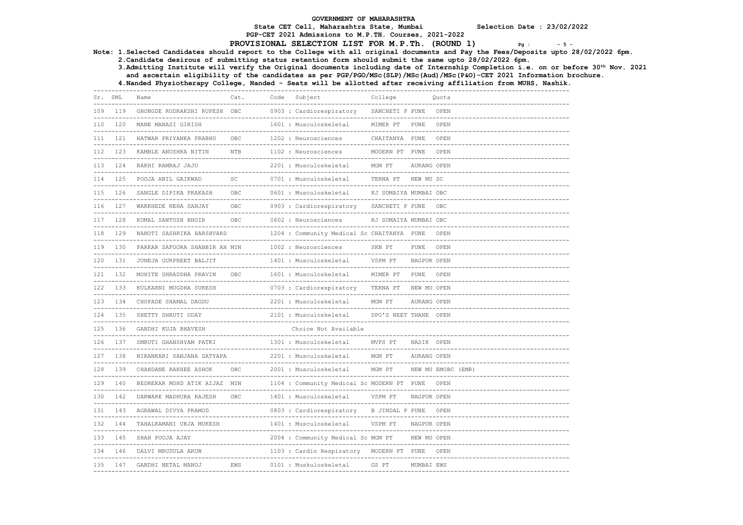# GOVERNMENT OF MAHARASHTRA

**State CET Cell, Maharashtra State, Mumbai** **Selection Date : 23/02/2022**

**PGP-CET 2021 Admissions to M.P.TH. Courses, 2021-2022**

## PROVISIONAL SELECTION LIST FOR M.P.Th. (ROUND 1)

**Note: 1.Selected Candidates should report to the College with all original documents and Pay the Fees/Deposits upto 28/02/2022 6pm.**

**2.Candidate desirous of submitting status retention form should submit the same upto 28/02/2022 6pm.**

**3.Admitting Institute will verify the Original documents including date of Internship Completion i.e. on or before 30th Nov. 2021 and ascertain eligibility of the candidates as per PGP/PGO/MSc(SLP)/MSc(Aud)/MSc(P&O)-CET 2021 Information brochure.**

**4.Nanded Physiotherapy College, Nanded - Seats will be allotted after receiving affiliation from MUHS, Nashik.**

| Sr. | SML | Name | Cat. | Code Subject | College | Quota |
|---|---|---|---|---|---|---|
| 109 | 119 | GHONGDE RUDRAKSHI RUPESH | OBC | 0903 : Cardiorespiratory | SANCHETI P PUNE | OPEN |
| 110 | 120 | MANE MANASI GIRISH | | 1601 : Musculoskeletal | MIMER PT PUNE | OPEN |
| 111 | 121 | HATWAR PRIYANKA PRABHU | OBC | 1202 : Neurosciences | CHAITANYA PUNE | OPEN |
| 112 | 123 | KAMBLE ANUSHKA NITIN | NTB | 1102 : Neurosciences | MODERN PT PUNE | OPEN |
| 113 | 124 | RAKHI RAMRAJ JAJU | | 2201 : Musculoskeletal | MGM PT AURANG | OPEN |
| 114 | 125 | POOJA ANIL GAIKWAD | SC | 0701 : Musculoskeletal | TERNA PT NEW MU | SC |
| 115 | 126 | SANGLE DIPIKA PRAKASH | OBC | 0601 : Musculoskeletal | KJ SOMAIYA MUMBAI | OBC |
| 116 | 127 | WARKHEDE NEHA SANJAY | OBC | 0903 : Cardiorespiratory | SANCHETI P PUNE | OBC |
| 117 | 128 | KOMAL SANTOSH BHOIR | OBC | 0602 : Neurosciences | KJ SOMAIYA MUMBAI | OBC |
| 118 | 129 | NANOTI SASHRIKA HARSHVARD | | 1204 : Community Medical Sc | CHAITANYA PUNE | OPEN |
| 119 | 130 | PARKAR SAFOORA SHABBIR AH | MIN | 1002 : Neurosciences | SKN PT PUNE | OPEN |
| 120 | 131 | JUNEJA GURPREET BALJIT | | 1401 : Musculoskeletal | VSPM PT NAGPUR | OPEN |
| 121 | 132 | MOHITE SHRADDHA PRAVIN | OBC | 1601 : Musculoskeletal | MIMER PT PUNE | OPEN |
| 122 | 133 | KULKARNI MUGDHA SURESH | | 0703 : Cardiorespiratory | TERNA PT NEW MU | OPEN |
| 123 | 134 | CHOPADE SHAMAL DAGDU | | 2201 : Musculoskeletal | MGM PT AURANG | OPEN |
| 124 | 135 | SHETTY SHRUTI UDAY | | 2101 : Musculoskeletal | DPO'S NEET THANE | OPEN |
| 125 | 136 | GANDHI KUJA BHAVESH | | Choice Not Available | | |
| 126 | 137 | SMRUTI GHANSHYAM PATKI | | 1301 : Musculoskeletal | MVPS PT NASIK | OPEN |
| 127 | 138 | NIRANKARI SANJANA SATYAPA | | 2201 : Musculoskeletal | MGM PT AURANG | OPEN |
| 128 | 139 | CHANDANE RAKHEE ASHOK | OBC | 2001 : Musculoskeletal | MGM PT NEW MU | EMOBC (EMR) |
| 129 | 140 | BEDREKAR MOHD ATIK AIJAZ | MIN | 1104 : Community Medical Sc | MODERN PT PUNE | OPEN |
| 130 | 142 | DARWARE MADHURA RAJESH | OBC | 1401 : Musculoskeletal | VSPM PT NAGPUR | OPEN |
| 131 | 143 | AGRAWAL DIVYA PRAMOD | | 0803 : Cardiorespiratory | B JINDAL P PUNE | OPEN |
| 132 | 144 | TAHALRAMANI URJA MUKESH | | 1401 : Musculoskeletal | VSPM PT NAGPUR | OPEN |
| 133 | 145 | SHAH POOJA AJAY | | 2004 : Community Medical Sc | MGM PT NEW MU | OPEN |
| 134 | 146 | DALVI MRUDULA ARUN | | 1103 : Cardio Respiratory | MODERN PT PUNE | OPEN |
| 135 | 147 | GANDHI NETAL MANOJ | EWS | 0101 : Muskuloskeletal | GS PT MUMBAI | EWS |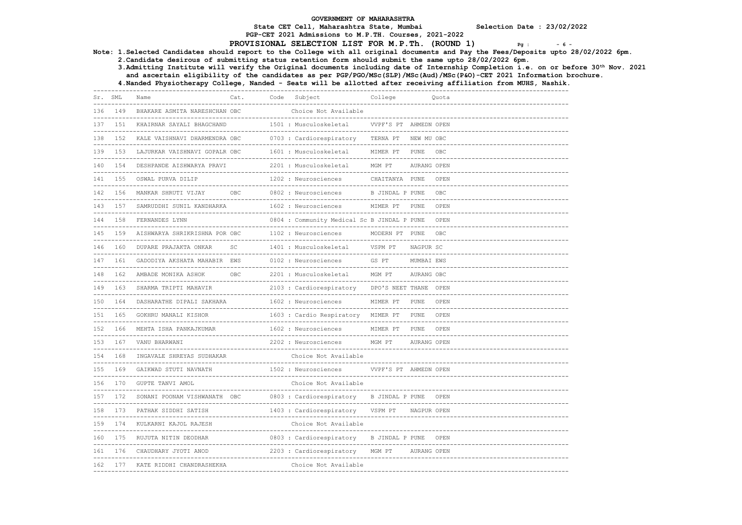GOVERNMENT OF MAHARASHTRA

State CET Cell, Maharashtra State, Mumbai                    Selection Date : 23/02/2022

PGP-CET 2021 Admissions to M.P.TH. Courses, 2021-2022

## PROVISIONAL SELECTION LIST FOR M.P.Th. (ROUND 1)

Note: 1.Selected Candidates should report to the College with all original documents and Pay the Fees/Deposits upto 28/02/2022 6pm.

2.Candidate desirous of submitting status retention form should submit the same upto 28/02/2022 6pm.

3.Admitting Institute will verify the Original documents including date of Internship Completion i.e. on or before 30th Nov. 2021 and ascertain eligibility of the candidates as per PGP/PGO/MSc(SLP)/MSc(Aud)/MSc(P&O)-CET 2021 Information brochure.

4.Nanded Physiotherapy College, Nanded - Seats will be allotted after receiving affiliation from MUHS, Nashik.

| Sr. | SML | Name | Cat. | Code Subject | College | Quota |
|---|---|---|---|---|---|---|
| 136 | 149 | BHAKARE ASMITA NARESHCHAN | OBC | Choice Not Available | | |
| 137 | 151 | KHAIRNAR SAYALI BHAGCHAND | | 1501 : Musculoskeletal | VVPF'S PT AHMEDN | OPEN |
| 138 | 152 | KALE VAISHNAVI DHARMENDRA | OBC | 0703 : Cardiorespiratory | TERNA PT NEW MU | OBC |
| 139 | 153 | LAJURKAR VAISHNAVI GOPALR | OBC | 1601 : Musculoskeletal | MIMER PT PUNE | OBC |
| 140 | 154 | DESHPANDE AISHWARYA PRAVI | | 2201 : Musculoskeletal | MGM PT AURANG | OPEN |
| 141 | 155 | OSWAL PURVA DILIP | | 1202 : Neurosciences | CHAITANYA PUNE | OPEN |
| 142 | 156 | MANKAR SHRUTI VIJAY | OBC | 0802 : Neurosciences | B JINDAL P PUNE | OBC |
| 143 | 157 | SAMRUDDHI SUNIL KANDHARKA | | 1602 : Neurosciences | MIMER PT PUNE | OPEN |
| 144 | 158 | FERNANDES LYNN | | 0804 : Community Medical Sc | B JINDAL P PUNE | OPEN |
| 145 | 159 | AISHWARYA SHRIKRISHNA POR | OBC | 1102 : Neurosciences | MODERN PT PUNE | OBC |
| 146 | 160 | DUPARE PRAJAKTA ONKAR | SC | 1401 : Musculoskeletal | VSPM PT NAGPUR | SC |
| 147 | 161 | GADODIYA AKSHATA MAHABIR | EWS | 0102 : Neurosciences | GS PT MUMBAI | EWS |
| 148 | 162 | AMBADE MONIKA ASHOK | OBC | 2201 : Musculoskeletal | MGM PT AURANG | OBC |
| 149 | 163 | SHARMA TRIPTI MAHAVIR | | 2103 : Cardiorespiratory | DPO'S NEET THANE | OPEN |
| 150 | 164 | DASHARATHE DIPALI SAKHARA | | 1602 : Neurosciences | MIMER PT PUNE | OPEN |
| 151 | 165 | GOKHRU MANALI KISHOR | | 1603 : Cardio Respiratory | MIMER PT PUNE | OPEN |
| 152 | 166 | MEHTA ISHA PANKAJKUMAR | | 1602 : Neurosciences | MIMER PT PUNE | OPEN |
| 153 | 167 | VANU BHARWANI | | 2202 : Neurosciences | MGM PT AURANG | OPEN |
| 154 | 168 | INGAVALE SHREYAS SUDHAKAR | | Choice Not Available | | |
| 155 | 169 | GAIKWAD STUTI NAVNATH | | 1502 : Neurosciences | VVPF'S PT AHMEDN | OPEN |
| 156 | 170 | GUPTE TANVI AMOL | | Choice Not Available | | |
| 157 | 172 | SONANI POONAM VISHWANATH | OBC | 0803 : Cardiorespiratory | B JINDAL P PUNE | OPEN |
| 158 | 173 | PATHAK SIDDHI SATISH | | 1403 : Cardiorespiratory | VSPM PT NAGPUR | OPEN |
| 159 | 174 | KULKARNI KAJOL RAJESH | | Choice Not Available | | |
| 160 | 175 | RUJUTA NITIN DEODHAR | | 0803 : Cardiorespiratory | B JINDAL P PUNE | OPEN |
| 161 | 176 | CHAUDHARY JYOTI ANOD | | 2203 : Cardiorespiratory | MGM PT AURANG | OPEN |
| 162 | 177 | KATE RIDDHI CHANDRASHEKHA | | Choice Not Available | | |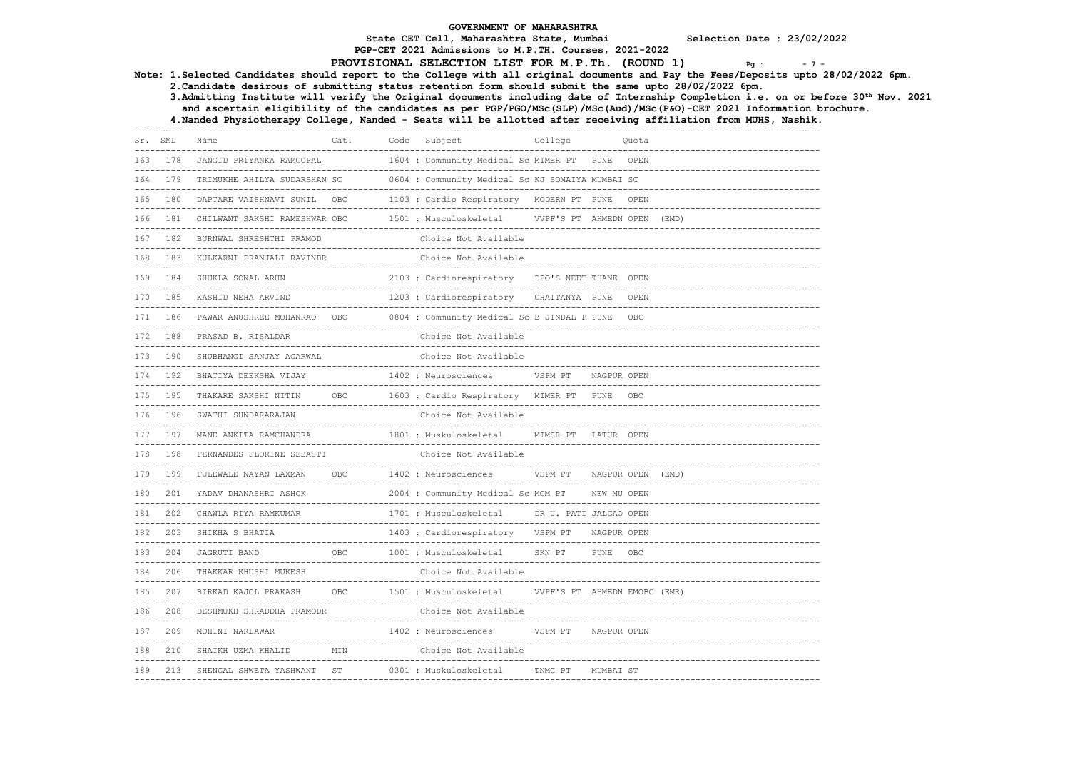**GOVERNMENT OF MAHARASHTRA**

**State CET Cell, Maharashtra State, Mumbai** **Selection Date : 23/02/2022**

**PGP-CET 2021 Admissions to M.P.TH. Courses, 2021-2022**

**PROVISIONAL SELECTION LIST FOR M.P.Th. (ROUND 1)**

**Note: 1.Selected Candidates should report to the College with all original documents and Pay the Fees/Deposits upto 28/02/2022 6pm.**

**2.Candidate desirous of submitting status retention form should submit the same upto 28/02/2022 6pm.**

**3.Admitting Institute will verify the Original documents including date of Internship Completion i.e. on or before 30th Nov. 2021 and ascertain eligibility of the candidates as per PGP/PGO/MSc(SLP)/MSc(Aud)/MSc(P&O)-CET 2021 Information brochure.**

**4.Nanded Physiotherapy College, Nanded - Seats will be allotted after receiving affiliation from MUHS, Nashik.**

| Sr. | SML | Name | Cat. | Code | Subject | College | Quota |
|---|---|---|---|---|---|---|---|
| 163 | 178 | JANGID PRIYANKA RAMGOPAL | | 1604 | : Community Medical Sc | MIMER PT PUNE | OPEN |
| 164 | 179 | TRIMUKHE AHILYA SUDARSHAN | SC | 0604 | : Community Medical Sc | KJ SOMAIYA MUMBAI | SC |
| 165 | 180 | DAPTARE VAISHNAVI SUNIL | OBC | 1103 | : Cardio Respiratory | MODERN PT PUNE | OPEN |
| 166 | 181 | CHILWANT SAKSHI RAMESHWAR | OBC | 1501 | : Musculoskeletal | VVPF'S PT AHMEDN | OPEN (EMD) |
| 167 | 182 | BURNWAL SHRESHTHI PRAMOD | | | Choice Not Available | | |
| 168 | 183 | KULKARNI PRANJALI RAVINDR | | | Choice Not Available | | |
| 169 | 184 | SHUKLA SONAL ARUN | | 2103 | : Cardiorespiratory | DPO'S NEET THANE | OPEN |
| 170 | 185 | KASHID NEHA ARVIND | | 1203 | : Cardiorespiratory | CHAITANYA PUNE | OPEN |
| 171 | 186 | PAWAR ANUSHREE MOHANRAO | OBC | 0804 | : Community Medical Sc | B JINDAL P PUNE | OBC |
| 172 | 188 | PRASAD B. RISALDAR | | | Choice Not Available | | |
| 173 | 190 | SHUBHANGI SANJAY AGARWAL | | | Choice Not Available | | |
| 174 | 192 | BHATIYA DEEKSHA VIJAY | | 1402 | : Neurosciences | VSPM PT NAGPUR | OPEN |
| 175 | 195 | THAKARE SAKSHI NITIN | OBC | 1603 | : Cardio Respiratory | MIMER PT PUNE | OBC |
| 176 | 196 | SWATHI SUNDARARAJAN | | | Choice Not Available | | |
| 177 | 197 | MANE ANKITA RAMCHANDRA | | 1801 | : Muskuloskeletal | MIMSR PT LATUR | OPEN |
| 178 | 198 | FERNANDES FLORINE SEBASTI | | | Choice Not Available | | |
| 179 | 199 | FULEWALE NAYAN LAXMAN | OBC | 1402 | : Neurosciences | VSPM PT NAGPUR | OPEN (EMD) |
| 180 | 201 | YADAV DHANASHRI ASHOK | | 2004 | : Community Medical Sc | MGM PT NEW MU | OPEN |
| 181 | 202 | CHAWLA RIYA RAMKUMAR | | 1701 | : Musculoskeletal | DR U. PATI JALGAO | OPEN |
| 182 | 203 | SHIKHA S BHATIA | | 1403 | : Cardiorespiratory | VSPM PT NAGPUR | OPEN |
| 183 | 204 | JAGRUTI BAND | OBC | 1001 | : Musculoskeletal | SKN PT PUNE | OBC |
| 184 | 206 | THAKKAR KHUSHI MUKESH | | | Choice Not Available | | |
| 185 | 207 | BIRKAD KAJOL PRAKASH | OBC | 1501 | : Musculoskeletal | VVPF'S PT AHMEDN | EMOBC (EMR) |
| 186 | 208 | DESHMUKH SHRADDHA PRAMODR | | | Choice Not Available | | |
| 187 | 209 | MOHINI NARLAWAR | | 1402 | : Neurosciences | VSPM PT NAGPUR | OPEN |
| 188 | 210 | SHAIKH UZMA KHALID | MIN | | Choice Not Available | | |
| 189 | 213 | SHENGAL SHWETA YASHWANT | ST | 0301 | : Muskuloskeletal | TNMC PT MUMBAI | ST |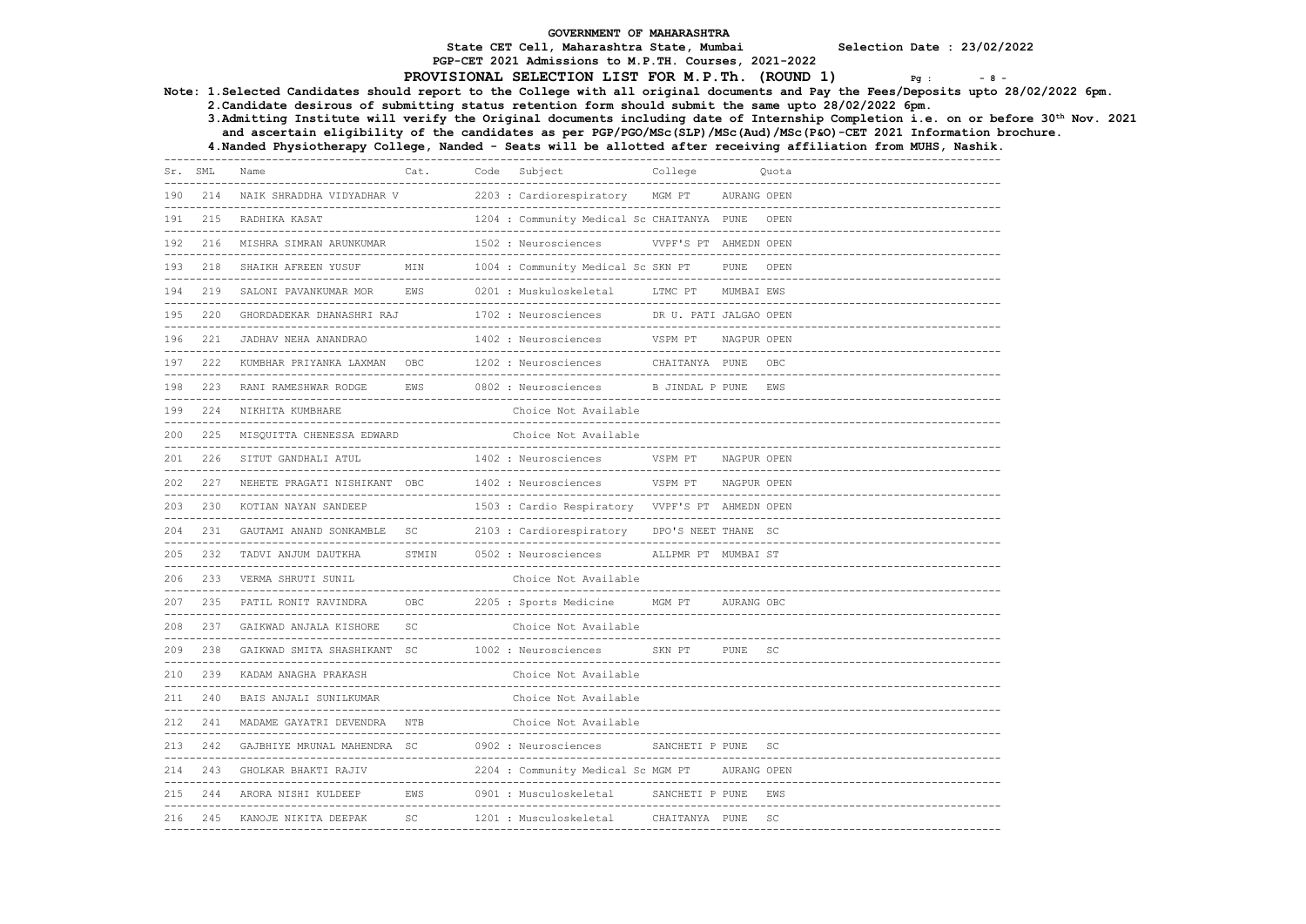GOVERNMENT OF MAHARASHTRA

State CET Cell, Maharashtra State, Mumbai Selection Date : 23/02/2022

PGP-CET 2021 Admissions to M.P.TH. Courses, 2021-2022

## PROVISIONAL SELECTION LIST FOR M.P.Th. (ROUND 1)

**Note: 1.Selected Candidates should report to the College with all original documents and Pay the Fees/Deposits upto 28/02/2022 6pm.**

**2.Candidate desirous of submitting status retention form should submit the same upto 28/02/2022 6pm.**

**3.Admitting Institute will verify the Original documents including date of Internship Completion i.e. on or before 30th Nov. 2021 and ascertain eligibility of the candidates as per PGP/PGO/MSc(SLP)/MSc(Aud)/MSc(P&O)-CET 2021 Information brochure.**

**4.Nanded Physiotherapy College, Nanded - Seats will be allotted after receiving affiliation from MUHS, Nashik.**

| Sr. | SML | Name | Cat. | Code Subject | College | Quota |
|---|---|---|---|---|---|---|
| 190 | 214 | NAIK SHRADDHA VIDYADHAR V | | 2203 : Cardiorespiratory | MGM PT AURANG | OPEN |
| 191 | 215 | RADHIKA KASAT | | 1204 : Community Medical Sc | CHAITANYA PUNE | OPEN |
| 192 | 216 | MISHRA SIMRAN ARUNKUMAR | | 1502 : Neurosciences | VVPF'S PT AHMEDN | OPEN |
| 193 | 218 | SHAIKH AFREEN YUSUF | MIN | 1004 : Community Medical Sc | SKN PT PUNE | OPEN |
| 194 | 219 | SALONI PAVANKUMAR MOR | EWS | 0201 : Muskuloskeletal | LTMC PT MUMBAI | EWS |
| 195 | 220 | GHORDADEKAR DHANASHRI RAJ | | 1702 : Neurosciences | DR U. PATI JALGAO | OPEN |
| 196 | 221 | JADHAV NEHA ANANDRAO | | 1402 : Neurosciences | VSPM PT NAGPUR | OPEN |
| 197 | 222 | KUMBHAR PRIYANKA LAXMAN | OBC | 1202 : Neurosciences | CHAITANYA PUNE | OBC |
| 198 | 223 | RANI RAMESHWAR RODGE | EWS | 0802 : Neurosciences | B JINDAL P PUNE | EWS |
| 199 | 224 | NIKHITA KUMBHARE | | Choice Not Available | | |
| 200 | 225 | MISQUITTA CHENESSA EDWARD | | Choice Not Available | | |
| 201 | 226 | SITUT GANDHALI ATUL | | 1402 : Neurosciences | VSPM PT NAGPUR | OPEN |
| 202 | 227 | NEHETE PRAGATI NISHIKANT | OBC | 1402 : Neurosciences | VSPM PT NAGPUR | OPEN |
| 203 | 230 | KOTIAN NAYAN SANDEEP | | 1503 : Cardio Respiratory | VVPF'S PT AHMEDN | OPEN |
| 204 | 231 | GAUTAMI ANAND SONKAMBLE | SC | 2103 : Cardiorespiratory | DPO'S NEET THANE | SC |
| 205 | 232 | TADVI ANJUM DAUTKHA | STMIN | 0502 : Neurosciences | ALLPMR PT MUMBAI | ST |
| 206 | 233 | VERMA SHRUTI SUNIL | | Choice Not Available | | |
| 207 | 235 | PATIL RONIT RAVINDRA | OBC | 2205 : Sports Medicine | MGM PT AURANG | OBC |
| 208 | 237 | GAIKWAD ANJALA KISHORE | SC | Choice Not Available | | |
| 209 | 238 | GAIKWAD SMITA SHASHIKANT | SC | 1002 : Neurosciences | SKN PT PUNE | SC |
| 210 | 239 | KADAM ANAGHA PRAKASH | | Choice Not Available | | |
| 211 | 240 | BAIS ANJALI SUNILKUMAR | | Choice Not Available | | |
| 212 | 241 | MADAME GAYATRI DEVENDRA | NTB | Choice Not Available | | |
| 213 | 242 | GAJBHIYE MRUNAL MAHENDRA | SC | 0902 : Neurosciences | SANCHETI P PUNE | SC |
| 214 | 243 | GHOLKAR BHAKTI RAJIV | | 2204 : Community Medical Sc | MGM PT AURANG | OPEN |
| 215 | 244 | ARORA NISHI KULDEEP | EWS | 0901 : Musculoskeletal | SANCHETI P PUNE | EWS |
| 216 | 245 | KANOJE NIKITA DEEPAK | SC | 1201 : Musculoskeletal | CHAITANYA PUNE | SC |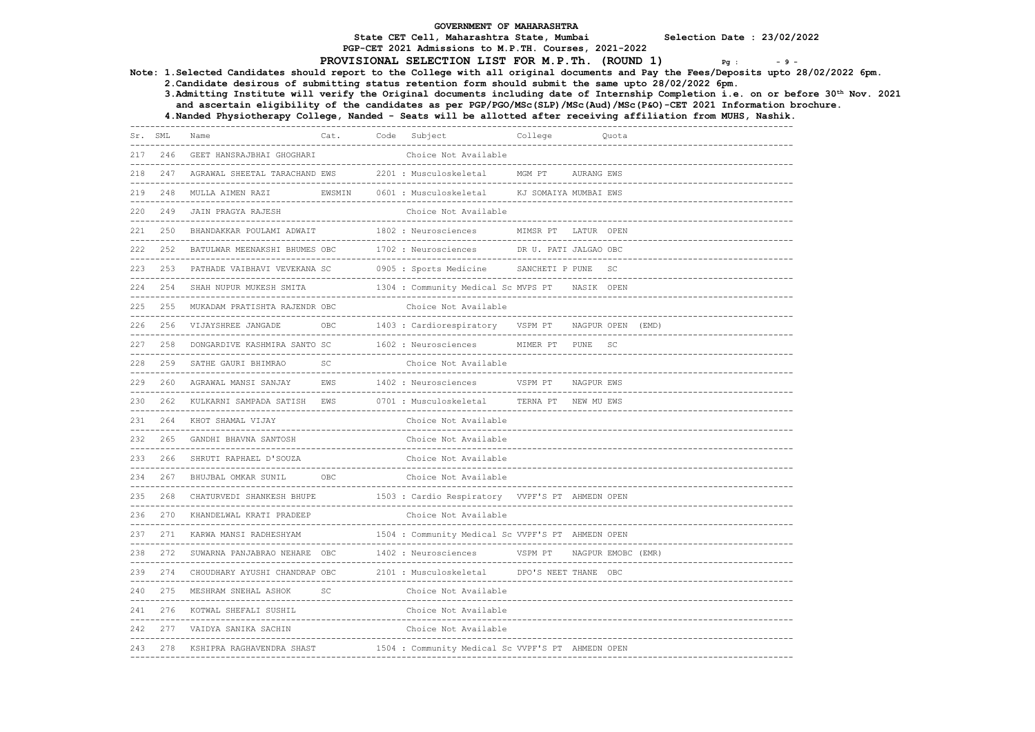# GOVERNMENT OF MAHARASHTRA

**State CET Cell, Maharashtra State, Mumbai** Selection Date : 23/02/2022

**PGP-CET 2021 Admissions to M.P.TH. Courses, 2021-2022**

## PROVISIONAL SELECTION LIST FOR M.P.Th. (ROUND 1)

**Note:** 1.Selected Candidates should report to the College with all original documents and Pay the Fees/Deposits upto 28/02/2022 6pm.
2.Candidate desirous of submitting status retention form should submit the same upto 28/02/2022 6pm.
3.Admitting Institute will verify the Original documents including date of Internship Completion i.e. on or before 30th Nov. 2021 and ascertain eligibility of the candidates as per PGP/PGO/MSc(SLP)/MSc(Aud)/MSc(P&O)-CET 2021 Information brochure.
4.Nanded Physiotherapy College, Nanded - Seats will be allotted after receiving affiliation from MUHS, Nashik.

| Sr. | SML | Name | Cat. | Code | Subject | College | Quota |
|---|---|---|---|---|---|---|---|
| 217 | 246 | GEET HANSRAJBHAI GHOGHARI | | | Choice Not Available | | |
| 218 | 247 | AGRAWAL SHEETAL TARACHAND | EWS | 2201 | Musculoskeletal | MGM PT AURANG | EWS |
| 219 | 248 | MULLA AIMEN RAZI | EWSMIN | 0601 | Musculoskeletal | KJ SOMAIYA MUMBAI | EWS |
| 220 | 249 | JAIN PRAGYA RAJESH | | | Choice Not Available | | |
| 221 | 250 | BHANDAKKAR POULAMI ADWAIT | | 1802 | Neurosciences | MIMSR PT LATUR | OPEN |
| 222 | 252 | BATULWAR MEENAKSHI BHUMES | OBC | 1702 | Neurosciences | DR U. PATI JALGAO | OBC |
| 223 | 253 | PATHADE VAIBHAVI VEVEKANA | SC | 0905 | Sports Medicine | SANCHETI P PUNE | SC |
| 224 | 254 | SHAH NUPUR MUKESH SMITA | | 1304 | Community Medical Sc | MVPS PT NASIK | OPEN |
| 225 | 255 | MUKADAM PRATISHTA RAJENDR | OBC | | Choice Not Available | | |
| 226 | 256 | VIJAYSHREE JANGADE | OBC | 1403 | Cardiorespiratory | VSPM PT NAGPUR | OPEN (EMD) |
| 227 | 258 | DONGARDIVE KASHMIRA SANTO | SC | 1602 | Neurosciences | MIMER PT PUNE | SC |
| 228 | 259 | SATHE GAURI BHIMRAO | SC | | Choice Not Available | | |
| 229 | 260 | AGRAWAL MANSI SANJAY | EWS | 1402 | Neurosciences | VSPM PT NAGPUR | EWS |
| 230 | 262 | KULKARNI SAMPADA SATISH | EWS | 0701 | Musculoskeletal | TERNA PT NEW MU | EWS |
| 231 | 264 | KHOT SHAMAL VIJAY | | | Choice Not Available | | |
| 232 | 265 | GANDHI BHAVNA SANTOSH | | | Choice Not Available | | |
| 233 | 266 | SHRUTI RAPHAEL D'SOUZA | | | Choice Not Available | | |
| 234 | 267 | BHUJBAL OMKAR SUNIL | OBC | | Choice Not Available | | |
| 235 | 268 | CHATURVEDI SHANKESH BHUPE | | 1503 | Cardio Respiratory | VVPF'S PT AHMEDN | OPEN |
| 236 | 270 | KHANDELWAL KRATI PRADEEP | | | Choice Not Available | | |
| 237 | 271 | KARWA MANSI RADHESHYAM | | 1504 | Community Medical Sc | VVPF'S PT AHMEDN | OPEN |
| 238 | 272 | SUWARNA PANJABRAO NEHARE | OBC | 1402 | Neurosciences | VSPM PT NAGPUR | EMOBC (EMR) |
| 239 | 274 | CHOUDHARY AYUSHI CHANDRAP | OBC | 2101 | Musculoskeletal | DPO'S NEET THANE | OBC |
| 240 | 275 | MESHRAM SNEHAL ASHOK | SC | | Choice Not Available | | |
| 241 | 276 | KOTWAL SHEFALI SUSHIL | | | Choice Not Available | | |
| 242 | 277 | VAIDYA SANIKA SACHIN | | | Choice Not Available | | |
| 243 | 278 | KSHIPRA RAGHAVENDRA SHAST | | 1504 | Community Medical Sc | VVPF'S PT AHMEDN | OPEN |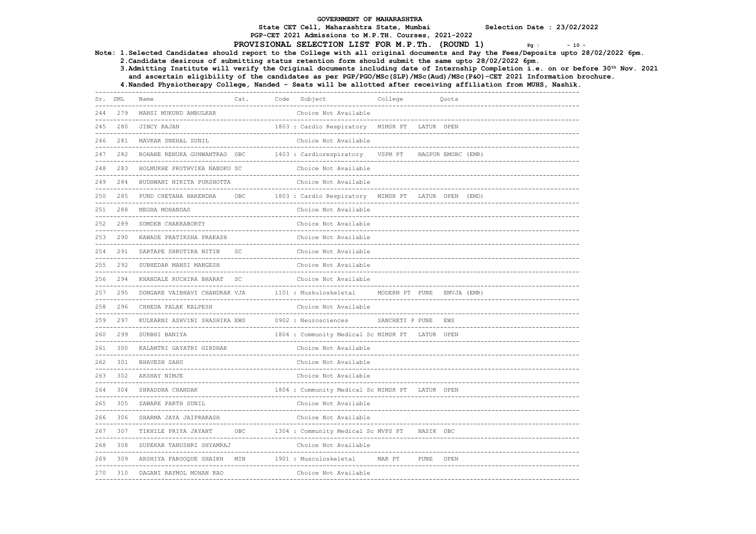**GOVERNMENT OF MAHARASHTRA**

**State CET Cell, Maharashtra State, Mumbai** **Selection Date : 23/02/2022**

**PGP-CET 2021 Admissions to M.P.TH. Courses, 2021-2022**

**PROVISIONAL SELECTION LIST FOR M.P.Th. (ROUND 1)**

**Note: 1.Selected Candidates should report to the College with all original documents and Pay the Fees/Deposits upto 28/02/2022 6pm.**
**2.Candidate desirous of submitting status retention form should submit the same upto 28/02/2022 6pm.**
**3.Admitting Institute will verify the Original documents including date of Internship Completion i.e. on or before 30th Nov. 2021 and ascertain eligibility of the candidates as per PGP/PGO/MSc(SLP)/MSc(Aud)/MSc(P&O)-CET 2021 Information brochure.**
**4.Nanded Physiotherapy College, Nanded - Seats will be allotted after receiving affiliation from MUHS, Nashik.**

| Sr. | SML | Name | Cat. | Code Subject | College | Quota |
|---|---|---|---|---|---|---|
| 244 | 279 | MANSI MUKUND AMBULKAR | | Choice Not Available | | |
| 245 | 280 | JINCY RAJAN | | 1803 : Cardio Respiratory | MIMSR PT LATUR | OPEN |
| 246 | 281 | MAVKAR SNEHAL SUNIL | | Choice Not Available | | |
| 247 | 282 | ROHANE RENUKA GUNWANTRAO | OBC | 1403 : Cardiorespiratory | VSPM PT NAGPUR | EMOBC (EMR) |
| 248 | 283 | HOLMUKHE PRUTHVIKA NANDKU | SC | Choice Not Available | | |
| 249 | 284 | BUDHWANI NIKITA PURSHOTTA | | Choice Not Available | | |
| 250 | 285 | PUND CHETANA NARENDRA | OBC | 1803 : Cardio Respiratory | MIMSR PT LATUR | OPEN (EMD) |
| 251 | 288 | MEGHA MOHANDAS | | Choice Not Available | | |
| 252 | 289 | SOMDEB CHAKRABORTY | | Choice Not Available | | |
| 253 | 290 | KAWADE PRATIKSHA PRAKASH | | Choice Not Available | | |
| 254 | 291 | SARTAPE SHRUTIKA NITIN | SC | Choice Not Available | | |
| 255 | 292 | SUBHEDAR MANSI MANGESH | | Choice Not Available | | |
| 256 | 294 | KHANDALE RUCHIRA BHARAT | SC | Choice Not Available | | |
| 257 | 295 | DONGARE VAIBHAVI CHANDRAK | VJA | 1101 : Muskuloskeletal | MODERN PT PUNE | EMVJA (EMR) |
| 258 | 296 | CHHEDA PALAK KALPESH | | Choice Not Available | | |
| 259 | 297 | KULKARNI ASHVINI SHASHIKA | EWS | 0902 : Neurosciences | SANCHETI P PUNE | EWS |
| 260 | 299 | SURBHI BANIYA | | 1804 : Community Medical Sc | MIMSR PT LATUR | OPEN |
| 261 | 300 | KALANTRI GAYATRI GIRDHAR | | Choice Not Available | | |
| 262 | 301 | BHAVESH SAHU | | Choice Not Available | | |
| 263 | 302 | AKSHAY NIMJE | | Choice Not Available | | |
| 264 | 304 | SHRADDHA CHANDAK | | 1804 : Community Medical Sc | MIMSR PT LATUR | OPEN |
| 265 | 305 | ZAWARE PARTH SUNIL | | Choice Not Available | | |
| 266 | 306 | SHARMA JAYA JAIPRAKASH | | Choice Not Available | | |
| 267 | 307 | TIKHILE PRIYA JAYANT | OBC | 1304 : Community Medical Sc | MVPS PT NASIK | OBC |
| 268 | 308 | SUPEKAR TANUSHRI SHYAMRAJ | | Choice Not Available | | |
| 269 | 309 | ARSHIYA FAROOQUE SHAIKH | MIN | 1901 : Musculoskeletal | MAR PT PUNE | OPEN |
| 270 | 310 | DAGANI RAYMOL MOHAN RAO | | Choice Not Available | | |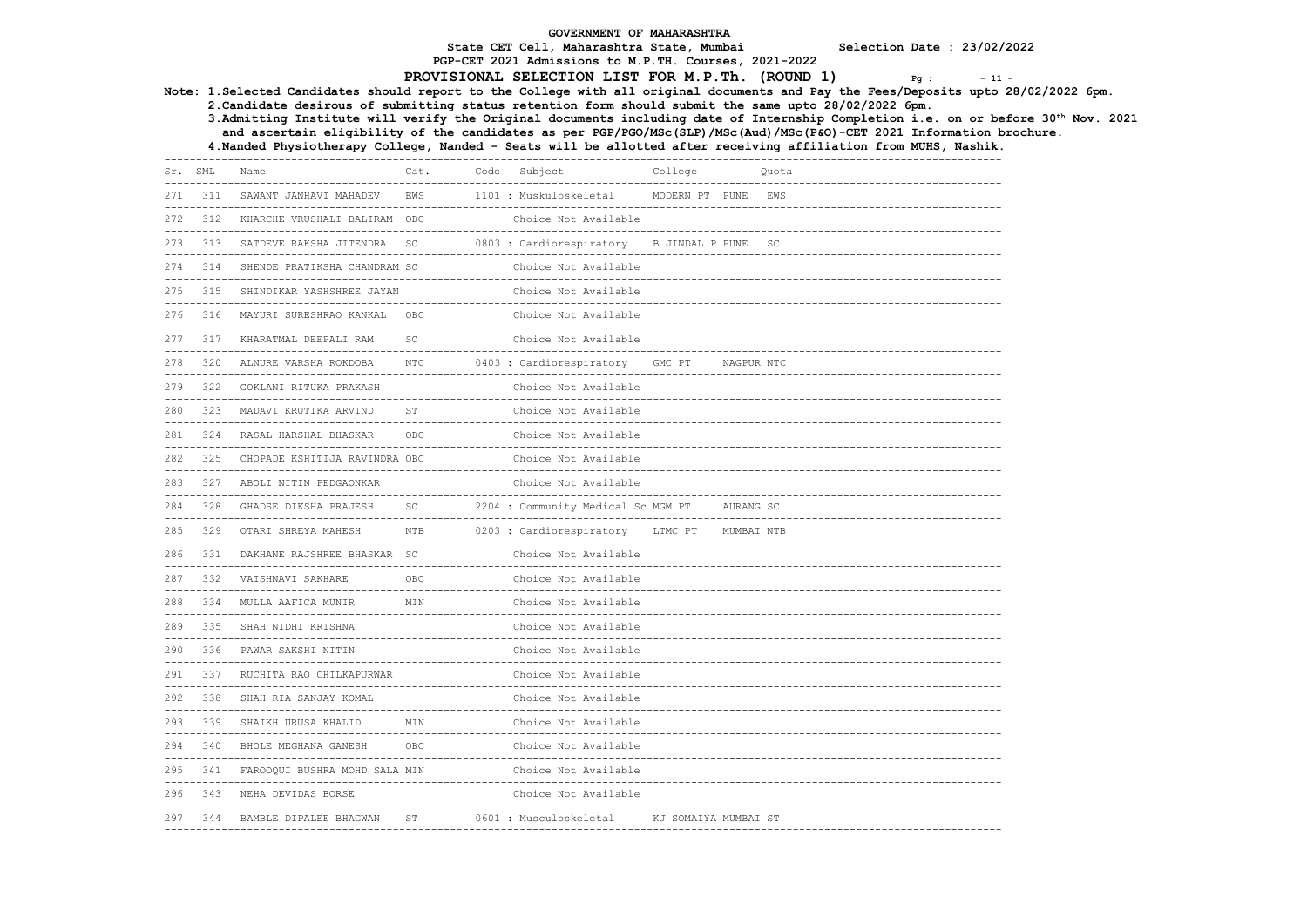# GOVERNMENT OF MAHARASHTRA

**State CET Cell, Maharashtra State, Mumbai** — **Selection Date : 23/02/2022**

**PGP-CET 2021 Admissions to M.P.TH. Courses, 2021-2022**

## PROVISIONAL SELECTION LIST FOR M.P.Th. (ROUND 1)

**Note:** 1.Selected Candidates should report to the College with all original documents and Pay the Fees/Deposits upto 28/02/2022 6pm.
2.Candidate desirous of submitting status retention form should submit the same upto 28/02/2022 6pm.
3.Admitting Institute will verify the Original documents including date of Internship Completion i.e. on or before 30th Nov. 2021 and ascertain eligibility of the candidates as per PGP/PGO/MSc(SLP)/MSc(Aud)/MSc(P&O)-CET 2021 Information brochure.
4.Nanded Physiotherapy College, Nanded - Seats will be allotted after receiving affiliation from MUHS, Nashik.

| Sr. | SML | Name | Cat. | Code | Subject | College | Quota |
|---|---|---|---|---|---|---|---|
| 271 | 311 | SAWANT JANHAVI MAHADEV | EWS | 1101 | Muskuloskeletal | MODERN PT PUNE | EWS |
| 272 | 312 | KHARCHE VRUSHALI BALIRAM | OBC | | Choice Not Available | | |
| 273 | 313 | SATDEVE RAKSHA JITENDRA | SC | 0803 | Cardiorespiratory | B JINDAL P PUNE | SC |
| 274 | 314 | SHENDE PRATIKSHA CHANDRAM | SC | | Choice Not Available | | |
| 275 | 315 | SHINDIKAR YASHSHREE JAYAN | | | Choice Not Available | | |
| 276 | 316 | MAYURI SURESHRAO KANKAL | OBC | | Choice Not Available | | |
| 277 | 317 | KHARATMAL DEEPALI RAM | SC | | Choice Not Available | | |
| 278 | 320 | ALNURE VARSHA ROKDOBA | NTC | 0403 | Cardiorespiratory | GMC PT NAGPUR | NTC |
| 279 | 322 | GOKLANI RITUKA PRAKASH | | | Choice Not Available | | |
| 280 | 323 | MADAVI KRUTIKA ARVIND | ST | | Choice Not Available | | |
| 281 | 324 | RASAL HARSHAL BHASKAR | OBC | | Choice Not Available | | |
| 282 | 325 | CHOPADE KSHITIJA RAVINDRA | OBC | | Choice Not Available | | |
| 283 | 327 | ABOLI NITIN PEDGAONKAR | | | Choice Not Available | | |
| 284 | 328 | GHADSE DIKSHA PRAJESH | SC | 2204 | Community Medical Sc | MGM PT AURANG | SC |
| 285 | 329 | OTARI SHREYA MAHESH | NTB | 0203 | Cardiorespiratory | LTMC PT MUMBAI | NTB |
| 286 | 331 | DAKHANE RAJSHREE BHASKAR | SC | | Choice Not Available | | |
| 287 | 332 | VAISHNAVI SAKHARE | OBC | | Choice Not Available | | |
| 288 | 334 | MULLA AAFICA MUNIR | MIN | | Choice Not Available | | |
| 289 | 335 | SHAH NIDHI KRISHNA | | | Choice Not Available | | |
| 290 | 336 | PAWAR SAKSHI NITIN | | | Choice Not Available | | |
| 291 | 337 | RUCHITA RAO CHILKAPURWAR | | | Choice Not Available | | |
| 292 | 338 | SHAH RIA SANJAY KOMAL | | | Choice Not Available | | |
| 293 | 339 | SHAIKH URUSA KHALID | MIN | | Choice Not Available | | |
| 294 | 340 | BHOLE MEGHANA GANESH | OBC | | Choice Not Available | | |
| 295 | 341 | FAROOQUI BUSHRA MOHD SALA | MIN | | Choice Not Available | | |
| 296 | 343 | NEHA DEVIDAS BORSE | | | Choice Not Available | | |
| 297 | 344 | BAMBLE DIPALEE BHAGWAN | ST | 0601 | Musculoskeletal | KJ SOMAIYA MUMBAI | ST |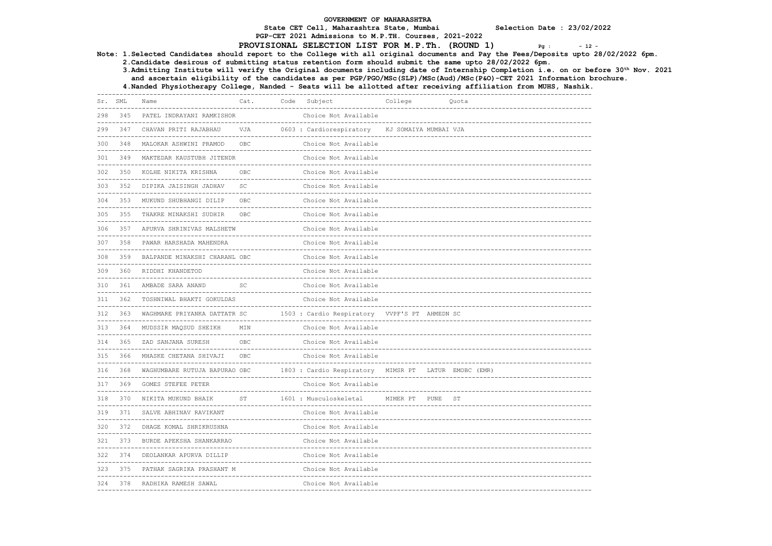# GOVERNMENT OF MAHARASHTRA

**State CET Cell, Maharashtra State, Mumbai** **Selection Date : 23/02/2022**

**PGP-CET 2021 Admissions to M.P.TH. Courses, 2021-2022**

## PROVISIONAL SELECTION LIST FOR M.P.Th. (ROUND 1)

**Note: 1.Selected Candidates should report to the College with all original documents and Pay the Fees/Deposits upto 28/02/2022 6pm.**
**2.Candidate desirous of submitting status retention form should submit the same upto 28/02/2022 6pm.**
**3.Admitting Institute will verify the Original documents including date of Internship Completion i.e. on or before 30th Nov. 2021 and ascertain eligibility of the candidates as per PGP/PGO/MSc(SLP)/MSc(Aud)/MSc(P&O)-CET 2021 Information brochure.**
**4.Nanded Physiotherapy College, Nanded - Seats will be allotted after receiving affiliation from MUHS, Nashik.**

| Sr. | SML | Name | Cat. | Code | Subject | College | Quota |
|---|---|---|---|---|---|---|---|
| 298 | 345 | PATEL INDRAYANI RAMKISHOR | | | Choice Not Available | | |
| 299 | 347 | CHAVAN PRITI RAJABHAU | VJA | 0603 | Cardiorespiratory | KJ SOMAIYA MUMBAI | VJA |
| 300 | 348 | MALOKAR ASHWINI PRAMOD | OBC | | Choice Not Available | | |
| 301 | 349 | MAKTEDAR KAUSTUBH JITENDR | | | Choice Not Available | | |
| 302 | 350 | KOLHE NIKITA KRISHNA | OBC | | Choice Not Available | | |
| 303 | 352 | DIPIKA JAISINGH JADHAV | SC | | Choice Not Available | | |
| 304 | 353 | MUKUND SHUBHANGI DILIP | OBC | | Choice Not Available | | |
| 305 | 355 | THAKRE MINAKSHI SUDHIR | OBC | | Choice Not Available | | |
| 306 | 357 | APURVA SHRINIVAS MALSHETW | | | Choice Not Available | | |
| 307 | 358 | PAWAR HARSHADA MAHENDRA | | | Choice Not Available | | |
| 308 | 359 | BALPANDE MINAKSHI CHARANL | OBC | | Choice Not Available | | |
| 309 | 360 | RIDDHI KHANDETOD | | | Choice Not Available | | |
| 310 | 361 | AMBADE SARA ANAND | SC | | Choice Not Available | | |
| 311 | 362 | TOSHNIWAL BHAKTI GOKULDAS | | | Choice Not Available | | |
| 312 | 363 | WAGHMARE PRIYANKA DATTATR | SC | 1503 | Cardio Respiratory | VVPF'S PT AHMEDN | SC |
| 313 | 364 | MUDSSIR MAQSUD SHEIKH | MIN | | Choice Not Available | | |
| 314 | 365 | ZAD SANJANA SURESH | OBC | | Choice Not Available | | |
| 315 | 366 | MHASKE CHETANA SHIVAJI | OBC | | Choice Not Available | | |
| 316 | 368 | WAGHUMBARE RUTUJA BAPURAO | OBC | 1803 | Cardio Respiratory | MIMSR PT LATUR | EMOBC (EMR) |
| 317 | 369 | GOMES STEFEE PETER | | | Choice Not Available | | |
| 318 | 370 | NIKITA MUKUND BHAIK | ST | 1601 | Musculoskeletal | MIMER PT PUNE | ST |
| 319 | 371 | SALVE ABHINAV RAVIKANT | | | Choice Not Available | | |
| 320 | 372 | DHAGE KOMAL SHRIKRUSHNA | | | Choice Not Available | | |
| 321 | 373 | BURDE APEKSHA SHANKARRAO | | | Choice Not Available | | |
| 322 | 374 | DEOLANKAR APURVA DILLIP | | | Choice Not Available | | |
| 323 | 375 | PATHAK SAGRIKA PRASHANT M | | | Choice Not Available | | |
| 324 | 378 | RADHIKA RAMESH SAWAL | | | Choice Not Available | | |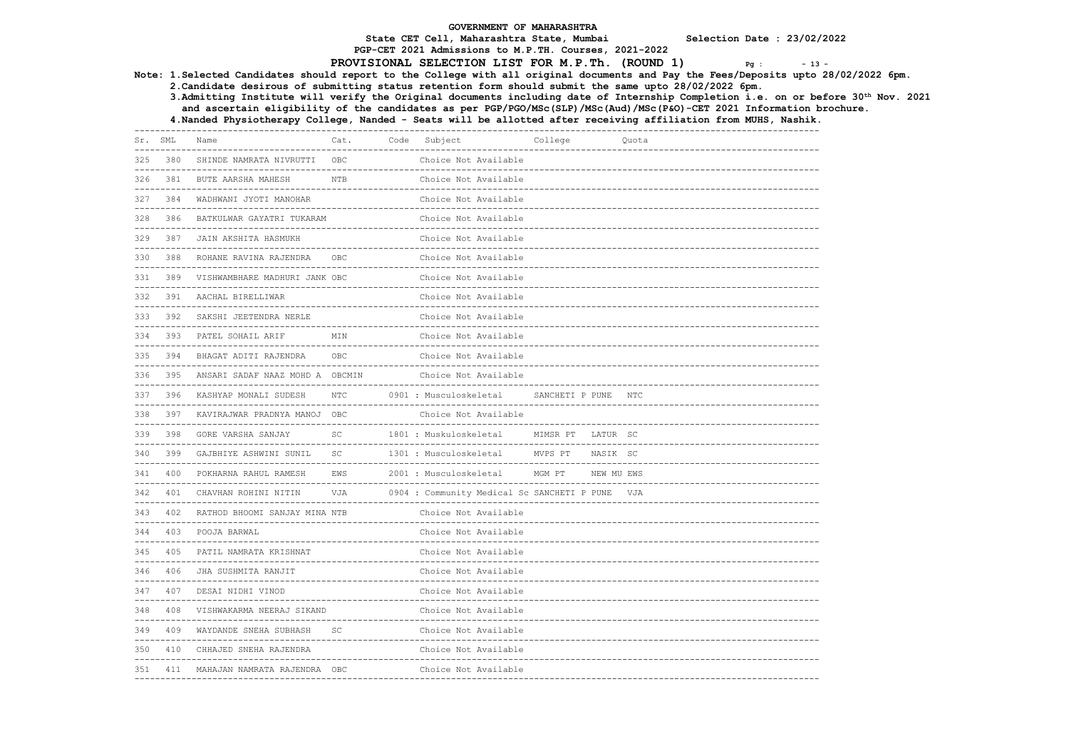GOVERNMENT OF MAHARASHTRA

State CET Cell, Maharashtra State, Mumbai          Selection Date : 23/02/2022

PGP-CET 2021 Admissions to M.P.TH. Courses, 2021-2022

**PROVISIONAL SELECTION LIST FOR M.P.Th. (ROUND 1)**

Note: 1.Selected Candidates should report to the College with all original documents and Pay the Fees/Deposits upto 28/02/2022 6pm.
2.Candidate desirous of submitting status retention form should submit the same upto 28/02/2022 6pm.
3.Admitting Institute will verify the Original documents including date of Internship Completion i.e. on or before 30th Nov. 2021 and ascertain eligibility of the candidates as per PGP/PGO/MSc(SLP)/MSc(Aud)/MSc(P&O)-CET 2021 Information brochure.
4.Nanded Physiotherapy College, Nanded - Seats will be allotted after receiving affiliation from MUHS, Nashik.

| Sr. | SML | Name | Cat. | Code | Subject | College | Quota |
|---|---|---|---|---|---|---|---|
| 325 | 380 | SHINDE NAMRATA NIVRUTTI | OBC | | Choice Not Available | | |
| 326 | 381 | BUTE AARSHA MAHESH | NTB | | Choice Not Available | | |
| 327 | 384 | WADHWANI JYOTI MANOHAR | | | Choice Not Available | | |
| 328 | 386 | BATKULWAR GAYATRI TUKARAM | | | Choice Not Available | | |
| 329 | 387 | JAIN AKSHITA HASMUKH | | | Choice Not Available | | |
| 330 | 388 | ROHANE RAVINA RAJENDRA | OBC | | Choice Not Available | | |
| 331 | 389 | VISHWAMBHARE MADHURI JANK | OBC | | Choice Not Available | | |
| 332 | 391 | AACHAL BIRELLIWAR | | | Choice Not Available | | |
| 333 | 392 | SAKSHI JEETENDRA NERLE | | | Choice Not Available | | |
| 334 | 393 | PATEL SOHAIL ARIF | MIN | | Choice Not Available | | |
| 335 | 394 | BHAGAT ADITI RAJENDRA | OBC | | Choice Not Available | | |
| 336 | 395 | ANSARI SADAF NAAZ MOHD A | OBCMIN | | Choice Not Available | | |
| 337 | 396 | KASHYAP MONALI SUDESH | NTC | 0901 | Musculoskeletal | SANCHETI P PUNE | NTC |
| 338 | 397 | KAVIRAJWAR PRADNYA MANOJ | OBC | | Choice Not Available | | |
| 339 | 398 | GORE VARSHA SANJAY | SC | 1801 | Muskuloskeletal | MIMSR PT LATUR | SC |
| 340 | 399 | GAJBHIYE ASHWINI SUNIL | SC | 1301 | Musculoskeletal | MVPS PT NASIK | SC |
| 341 | 400 | POKHARNA RAHUL RAMESH | EWS | 2001 | Musculoskeletal | MGM PT NEW MU | EWS |
| 342 | 401 | CHAVHAN ROHINI NITIN | VJA | 0904 | Community Medical Sc | SANCHETI P PUNE | VJA |
| 343 | 402 | RATHOD BHOOMI SANJAY MINA | NTB | | Choice Not Available | | |
| 344 | 403 | POOJA BARWAL | | | Choice Not Available | | |
| 345 | 405 | PATIL NAMRATA KRISHNAT | | | Choice Not Available | | |
| 346 | 406 | JHA SUSHMITA RANJIT | | | Choice Not Available | | |
| 347 | 407 | DESAI NIDHI VINOD | | | Choice Not Available | | |
| 348 | 408 | VISHWAKARMA NEERAJ SIKAND | | | Choice Not Available | | |
| 349 | 409 | WAYDANDE SNEHA SUBHASH | SC | | Choice Not Available | | |
| 350 | 410 | CHHAJED SNEHA RAJENDRA | | | Choice Not Available | | |
| 351 | 411 | MAHAJAN NAMRATA RAJENDRA | OBC | | Choice Not Available | | |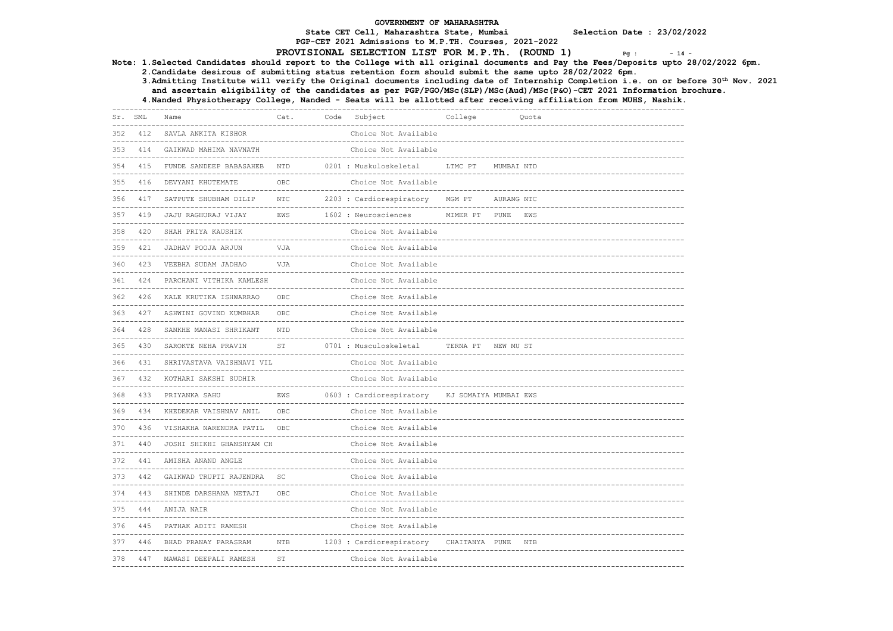# GOVERNMENT OF MAHARASHTRA

**State CET Cell, Maharashtra State, Mumbai** **Selection Date : 23/02/2022**

**PGP-CET 2021 Admissions to M.P.TH. Courses, 2021-2022**

**PROVISIONAL SELECTION LIST FOR M.P.Th. (ROUND 1)**

**Note: 1.Selected Candidates should report to the College with all original documents and Pay the Fees/Deposits upto 28/02/2022 6pm.**
**2.Candidate desirous of submitting status retention form should submit the same upto 28/02/2022 6pm.**
**3.Admitting Institute will verify the Original documents including date of Internship Completion i.e. on or before 30th Nov. 2021 and ascertain eligibility of the candidates as per PGP/PGO/MSc(SLP)/MSc(Aud)/MSc(P&O)-CET 2021 Information brochure.**
**4.Nanded Physiotherapy College, Nanded - Seats will be allotted after receiving affiliation from MUHS, Nashik.**

| Sr. | SML | Name | Cat. | Code | Subject | College | Quota |
|---|---|---|---|---|---|---|---|
| 352 | 412 | SAVLA ANKITA KISHOR | | | Choice Not Available | | |
| 353 | 414 | GAIKWAD MAHIMA NAVNATH | | | Choice Not Available | | |
| 354 | 415 | FUNDE SANDEEP BABASAHEB | NTD | 0201 | Muskuloskeletal | LTMC PT | MUMBAI NTD |
| 355 | 416 | DEVYANI KHUTEMATE | OBC | | Choice Not Available | | |
| 356 | 417 | SATPUTE SHUBHAM DILIP | NTC | 2203 | Cardiorespiratory | MGM PT | AURANG NTC |
| 357 | 419 | JAJU RAGHURAJ VIJAY | EWS | 1602 | Neurosciences | MIMER PT | PUNE EWS |
| 358 | 420 | SHAH PRIYA KAUSHIK | | | Choice Not Available | | |
| 359 | 421 | JADHAV POOJA ARJUN | VJA | | Choice Not Available | | |
| 360 | 423 | VEEBHA SUDAM JADHAO | VJA | | Choice Not Available | | |
| 361 | 424 | PARCHANI VITHIKA KAMLESH | | | Choice Not Available | | |
| 362 | 426 | KALE KRUTIKA ISHWARRAO | OBC | | Choice Not Available | | |
| 363 | 427 | ASHWINI GOVIND KUMBHAR | OBC | | Choice Not Available | | |
| 364 | 428 | SANKHE MANASI SHRIKANT | NTD | | Choice Not Available | | |
| 365 | 430 | SAROKTE NEHA PRAVIN | ST | 0701 | Musculoskeletal | TERNA PT | NEW MU ST |
| 366 | 431 | SHRIVASTAVA VAISHNAVI VIL | | | Choice Not Available | | |
| 367 | 432 | KOTHARI SAKSHI SUDHIR | | | Choice Not Available | | |
| 368 | 433 | PRIYANKA SAHU | EWS | 0603 | Cardiorespiratory | KJ SOMAIYA | MUMBAI EWS |
| 369 | 434 | KHEDEKAR VAISHNAV ANIL | OBC | | Choice Not Available | | |
| 370 | 436 | VISHAKHA NARENDRA PATIL | OBC | | Choice Not Available | | |
| 371 | 440 | JOSHI SHIKHI GHANSHYAM CH | | | Choice Not Available | | |
| 372 | 441 | AMISHA ANAND ANGLE | | | Choice Not Available | | |
| 373 | 442 | GAIKWAD TRUPTI RAJENDRA | SC | | Choice Not Available | | |
| 374 | 443 | SHINDE DARSHANA NETAJI | OBC | | Choice Not Available | | |
| 375 | 444 | ANIJA NAIR | | | Choice Not Available | | |
| 376 | 445 | PATHAK ADITI RAMESH | | | Choice Not Available | | |
| 377 | 446 | BHAD PRANAY PARASRAM | NTB | 1203 | Cardiorespiratory | CHAITANYA | PUNE NTB |
| 378 | 447 | MAWASI DEEPALI RAMESH | ST | | Choice Not Available | | |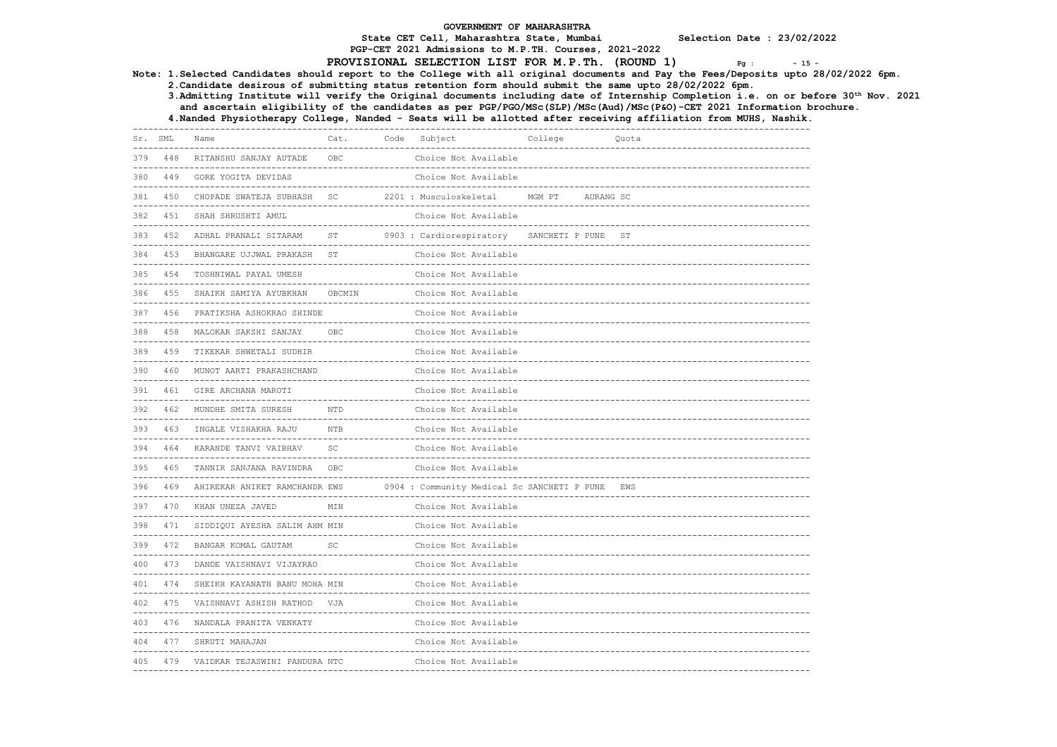# GOVERNMENT OF MAHARASHTRA

**State CET Cell, Maharashtra State, Mumbai** **Selection Date : 23/02/2022**

**PGP-CET 2021 Admissions to M.P.TH. Courses, 2021-2022**

## PROVISIONAL SELECTION LIST FOR M.P.Th. (ROUND 1)

**Note: 1.Selected Candidates should report to the College with all original documents and Pay the Fees/Deposits upto 28/02/2022 6pm.**

**2.Candidate desirous of submitting status retention form should submit the same upto 28/02/2022 6pm.**

**3.Admitting Institute will verify the Original documents including date of Internship Completion i.e. on or before 30th Nov. 2021 and ascertain eligibility of the candidates as per PGP/PGO/MSc(SLP)/MSc(Aud)/MSc(P&O)-CET 2021 Information brochure.**

**4.Nanded Physiotherapy College, Nanded - Seats will be allotted after receiving affiliation from MUHS, Nashik.**

| Sr. | SML | Name | Cat. | Code | Subject | College | Quota |
|---|---|---|---|---|---|---|---|
| 379 | 448 | RITANSHU SANJAY AUTADE | OBC | | Choice Not Available | | |
| 380 | 449 | GORE YOGITA DEVIDAS | | | Choice Not Available | | |
| 381 | 450 | CHOPADE SWATEJA SUBHASH | SC | 2201 | Musculoskeletal | MGM PT AURANG | SC |
| 382 | 451 | SHAH SHRUSHTI AMUL | | | Choice Not Available | | |
| 383 | 452 | ADHAL PRANALI SITARAM | ST | 0903 | Cardiorespiratory | SANCHETI P PUNE | ST |
| 384 | 453 | BHANGARE UJJWAL PRAKASH | ST | | Choice Not Available | | |
| 385 | 454 | TOSHNIWAL PAYAL UMESH | | | Choice Not Available | | |
| 386 | 455 | SHAIKH SAMIYA AYUBKHAN | OBCMIN | | Choice Not Available | | |
| 387 | 456 | PRATIKSHA ASHOKRAO SHINDE | | | Choice Not Available | | |
| 388 | 458 | MALOKAR SAKSHI SANJAY | OBC | | Choice Not Available | | |
| 389 | 459 | TIKEKAR SHWETALI SUDHIR | | | Choice Not Available | | |
| 390 | 460 | MUNOT AARTI PRAKASHCHAND | | | Choice Not Available | | |
| 391 | 461 | GIRE ARCHANA MAROTI | | | Choice Not Available | | |
| 392 | 462 | MUNDHE SMITA SURESH | NTD | | Choice Not Available | | |
| 393 | 463 | INGALE VISHAKHA RAJU | NTB | | Choice Not Available | | |
| 394 | 464 | KARANDE TANVI VAIBHAV | SC | | Choice Not Available | | |
| 395 | 465 | TANNIR SANJANA RAVINDRA | OBC | | Choice Not Available | | |
| 396 | 469 | AHIREKAR ANIKET RAMCHANDR | EWS | 0904 | Community Medical Sc | SANCHETI P PUNE | EWS |
| 397 | 470 | KHAN UNEZA JAVED | MIN | | Choice Not Available | | |
| 398 | 471 | SIDDIQUI AYESHA SALIM AHM | MIN | | Choice Not Available | | |
| 399 | 472 | BANGAR KOMAL GAUTAM | SC | | Choice Not Available | | |
| 400 | 473 | DANDE VAISHNAVI VIJAYRAO | | | Choice Not Available | | |
| 401 | 474 | SHEIKH KAYANATH BANU MOHA | MIN | | Choice Not Available | | |
| 402 | 475 | VAISHNAVI ASHISH RATHOD | VJA | | Choice Not Available | | |
| 403 | 476 | NANDALA PRANITA VENKATY | | | Choice Not Available | | |
| 404 | 477 | SHRUTI MAHAJAN | | | Choice Not Available | | |
| 405 | 479 | VAIDKAR TEJASWINI PANDURA | NTC | | Choice Not Available | | |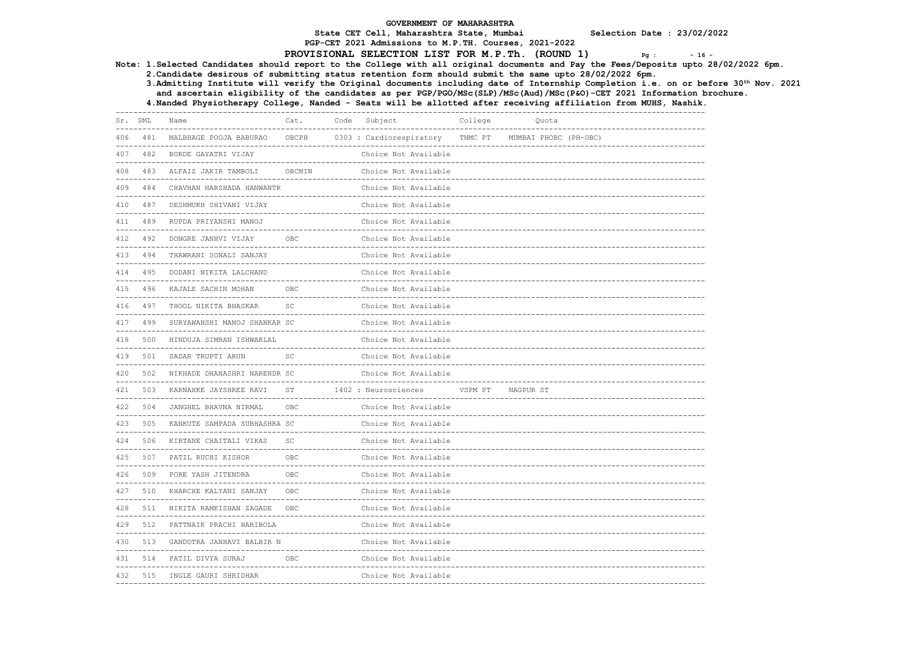# GOVERNMENT OF MAHARASHTRA

**State CET Cell, Maharashtra State, Mumbai** **Selection Date : 23/02/2022**

**PGP-CET 2021 Admissions to M.P.TH. Courses, 2021-2022**

## PROVISIONAL SELECTION LIST FOR M.P.Th. (ROUND 1)

**Note: 1.Selected Candidates should report to the College with all original documents and Pay the Fees/Deposits upto 28/02/2022 6pm.**

**2.Candidate desirous of submitting status retention form should submit the same upto 28/02/2022 6pm.**

**3.Admitting Institute will verify the Original documents including date of Internship Completion i.e. on or before 30th Nov. 2021 and ascertain eligibility of the candidates as per PGP/PGO/MSc(SLP)/MSc(Aud)/MSc(P&O)-CET 2021 Information brochure.**

**4.Nanded Physiotherapy College, Nanded - Seats will be allotted after receiving affiliation from MUHS, Nashik.**

| Sr. | SML | Name | Cat. | Code | Subject | College | Quota |
|---|---|---|---|---|---|---|---|
| 406 | 481 | MALBHAGE POOJA BABURAO | OBCPH | 0303 | : Cardiorespiratory | TNMC PT | MUMBAI PHOBC (PH-OBC) |
| 407 | 482 | BORDE GAYATRI VIJAY | | | Choice Not Available | | |
| 408 | 483 | ALFAIZ JAKIR TAMBOLI | OBCMIN | | Choice Not Available | | |
| 409 | 484 | CHAVHAN HARSHADA HANWANTR | | | Choice Not Available | | |
| 410 | 487 | DESHMUKH SHIVANI VIJAY | | | Choice Not Available | | |
| 411 | 489 | RUPDA PRIYANSHI MANOJ | | | Choice Not Available | | |
| 412 | 492 | DONGRE JANHVI VIJAY | OBC | | Choice Not Available | | |
| 413 | 494 | THAWRANI SONALI SANJAY | | | Choice Not Available | | |
| 414 | 495 | DODANI NIKITA LALCHAND | | | Choice Not Available | | |
| 415 | 496 | KAJALE SACHIN MOHAN | OBC | | Choice Not Available | | |
| 416 | 497 | THOOL NIKITA BHASKAR | SC | | Choice Not Available | | |
| 417 | 499 | SURYAWANSHI MANOJ SHANKAR | SC | | Choice Not Available | | |
| 418 | 500 | HINDUJA SIMRAN ISHWARLAL | | | Choice Not Available | | |
| 419 | 501 | SADAR TRUPTI ARUN | SC | | Choice Not Available | | |
| 420 | 502 | NIKHADE DHANASHRI NARENDR | SC | | Choice Not Available | | |
| 421 | 503 | KARNAHKE JAYSHREE RAVI | ST | 1402 | : Neurosciences | VSPM PT | NAGPUR ST |
| 422 | 504 | JANGHEL BHAVNA NIRMAL | OBC | | Choice Not Available | | |
| 423 | 505 | KANKUTE SAMPADA SUBHASHRA | SC | | Choice Not Available | | |
| 424 | 506 | KIRTANE CHAITALI VIKAS | SC | | Choice Not Available | | |
| 425 | 507 | PATIL RUCHI KISHOR | OBC | | Choice Not Available | | |
| 426 | 509 | PORE YASH JITENDRA | OBC | | Choice Not Available | | |
| 427 | 510 | KHARCHE KALYANI SANJAY | OBC | | Choice Not Available | | |
| 428 | 511 | NIKITA RAMKISHAN ZAGADE | OBC | | Choice Not Available | | |
| 429 | 512 | PATTNAIK PRACHI HARIBOLA | | | Choice Not Available | | |
| 430 | 513 | GANDOTRA JANHAVI BALBIR N | | | Choice Not Available | | |
| 431 | 514 | PATIL DIVYA SURAJ | OBC | | Choice Not Available | | |
| 432 | 515 | INGLE GAURI SHRIDHAR | | | Choice Not Available | | |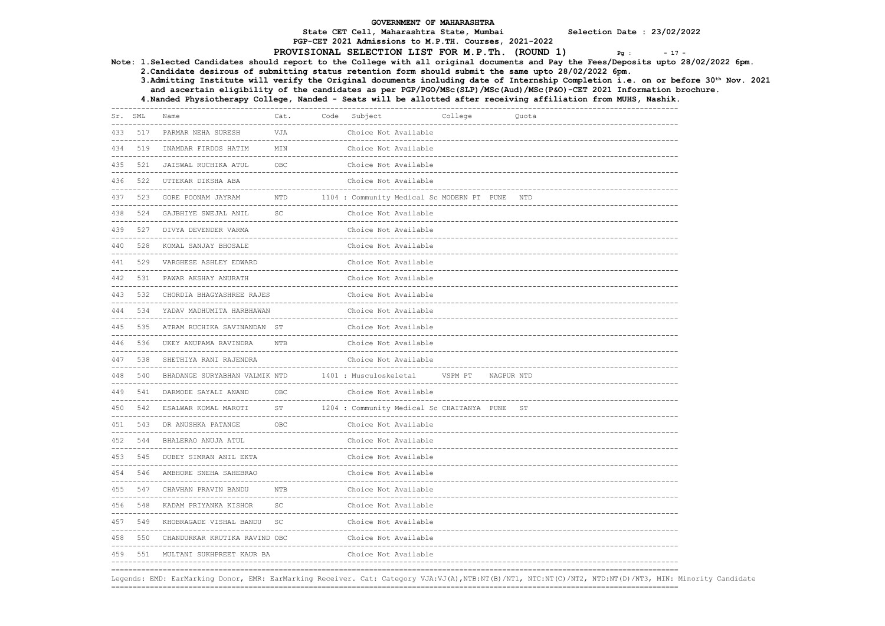# GOVERNMENT OF MAHARASHTRA

**State CET Cell, Maharashtra State, Mumbai** **Selection Date : 23/02/2022**

**PGP-CET 2021 Admissions to M.P.TH. Courses, 2021-2022**

## PROVISIONAL SELECTION LIST FOR M.P.Th. (ROUND 1)

**Note: 1.Selected Candidates should report to the College with all original documents and Pay the Fees/Deposits upto 28/02/2022 6pm.**

**2.Candidate desirous of submitting status retention form should submit the same upto 28/02/2022 6pm.**

**3.Admitting Institute will verify the Original documents including date of Internship Completion i.e. on or before 30th Nov. 2021 and ascertain eligibility of the candidates as per PGP/PGO/MSc(SLP)/MSc(Aud)/MSc(P&O)-CET 2021 Information brochure.**

**4.Nanded Physiotherapy College, Nanded - Seats will be allotted after receiving affiliation from MUHS, Nashik.**

| Sr. | SML | Name | Cat. | Code | Subject | College | Quota |
|---|---|---|---|---|---|---|---|
| 433 | 517 | PARMAR NEHA SURESH | VJA | | Choice Not Available | | |
| 434 | 519 | INAMDAR FIRDOS HATIM | MIN | | Choice Not Available | | |
| 435 | 521 | JAISWAL RUCHIKA ATUL | OBC | | Choice Not Available | | |
| 436 | 522 | UTTEKAR DIKSHA ABA | | | Choice Not Available | | |
| 437 | 523 | GORE POONAM JAYRAM | NTD | 1104 | Community Medical Sc | MODERN PT PUNE | NTD |
| 438 | 524 | GAJBHIYE SWEJAL ANIL | SC | | Choice Not Available | | |
| 439 | 527 | DIVYA DEVENDER VARMA | | | Choice Not Available | | |
| 440 | 528 | KOMAL SANJAY BHOSALE | | | Choice Not Available | | |
| 441 | 529 | VARGHESE ASHLEY EDWARD | | | Choice Not Available | | |
| 442 | 531 | PAWAR AKSHAY ANURATH | | | Choice Not Available | | |
| 443 | 532 | CHORDIA BHAGYASHREE RAJES | | | Choice Not Available | | |
| 444 | 534 | YADAV MADHUMITA HARBHAWAN | | | Choice Not Available | | |
| 445 | 535 | ATRAM RUCHIKA SAVINANDAN | ST | | Choice Not Available | | |
| 446 | 536 | UKEY ANUPAMA RAVINDRA | NTB | | Choice Not Available | | |
| 447 | 538 | SHETHIYA RANI RAJENDRA | | | Choice Not Available | | |
| 448 | 540 | BHADANGE SURYABHAN VALMIK | NTD | 1401 | Musculoskeletal | VSPM PT NAGPUR | NTD |
| 449 | 541 | DARMODE SAYALI ANAND | OBC | | Choice Not Available | | |
| 450 | 542 | ESALWAR KOMAL MAROTI | ST | 1204 | Community Medical Sc | CHAITANYA PUNE | ST |
| 451 | 543 | DR ANUSHKA PATANGE | OBC | | Choice Not Available | | |
| 452 | 544 | BHALERAO ANUJA ATUL | | | Choice Not Available | | |
| 453 | 545 | DUBEY SIMRAN ANIL EKTA | | | Choice Not Available | | |
| 454 | 546 | AMBHORE SNEHA SAHEBRAO | | | Choice Not Available | | |
| 455 | 547 | CHAVHAN PRAVIN BANDU | NTB | | Choice Not Available | | |
| 456 | 548 | KADAM PRIYANKA KISHOR | SC | | Choice Not Available | | |
| 457 | 549 | KHOBRAGADE VISHAL BANDU | SC | | Choice Not Available | | |
| 458 | 550 | CHANDURKAR KRUTIKA RAVIND | OBC | | Choice Not Available | | |
| 459 | 551 | MULTANI SUKHPREET KAUR BA | | | Choice Not Available | | |

Legends: EMD: EarMarking Donor, EMR: EarMarking Receiver. Cat: Category VJA:VJ(A),NTB:NT(B)/NT1, NTC:NT(C)/NT2, NTD:NT(D)/NT3, MIN: Minority Candidate